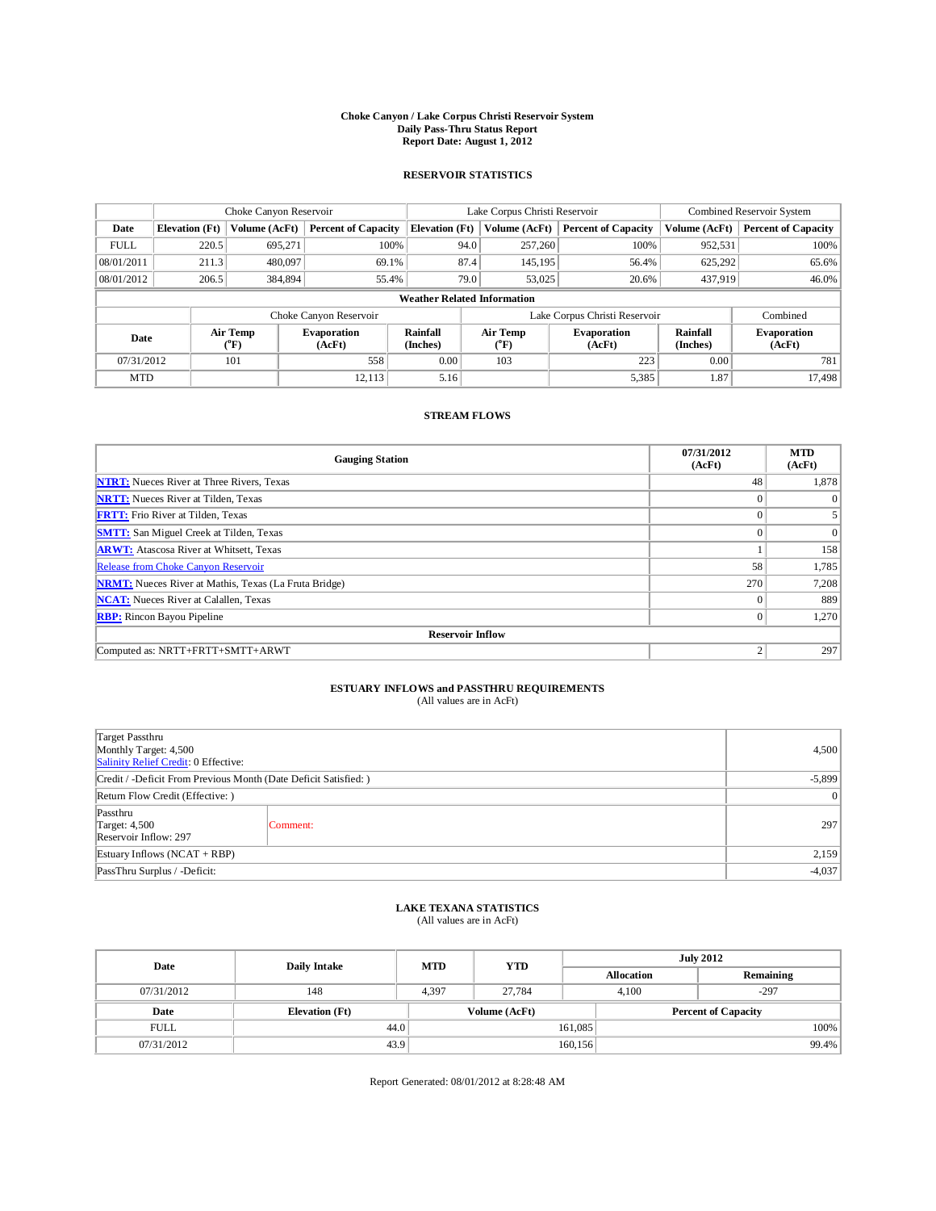# Choke Canyon / Lake Corpus Christi Reservoir System
## Daily Pass-Thru Status Report
### Report Date: August 1, 2012

## RESERVOIR STATISTICS

| | Choke Canyon Reservoir | | | Lake Corpus Christi Reservoir | | | Combined Reservoir System | |
|---|---|---|---|---|---|---|---|---|
| Date | Elevation (Ft) | Volume (AcFt) | Percent of Capacity | Elevation (Ft) | Volume (AcFt) | Percent of Capacity | Volume (AcFt) | Percent of Capacity |
| FULL | 220.5 | 695,271 | 100% | 94.0 | 257,260 | 100% | 952,531 | 100% |
| 08/01/2011 | 211.3 | 480,097 | 69.1% | 87.4 | 145,195 | 56.4% | 625,292 | 65.6% |
| 08/01/2012 | 206.5 | 384,894 | 55.4% | 79.0 | 53,025 | 20.6% | 437,919 | 46.0% |

**Weather Related Information**

| | Choke Canyon Reservoir | | | Lake Corpus Christi Reservoir | | | Combined |
|---|---|---|---|---|---|---|---|
| Date | Air Temp (°F) | Evaporation (AcFt) | Rainfall (Inches) | Air Temp (°F) | Evaporation (AcFt) | Rainfall (Inches) | Evaporation (AcFt) |
| 07/31/2012 | 101 | 558 | 0.00 | 103 | 223 | 0.00 | 781 |
| MTD | | 12,113 | 5.16 | | 5,385 | 1.87 | 17,498 |

## STREAM FLOWS

| Gauging Station | 07/31/2012 (AcFt) | MTD (AcFt) |
|---|---|---|
| NTRT: Nueces River at Three Rivers, Texas | 48 | 1,878 |
| NRTT: Nueces River at Tilden, Texas | 0 | 0 |
| FRTT: Frio River at Tilden, Texas | 0 | 5 |
| SMTT: San Miguel Creek at Tilden, Texas | 0 | 0 |
| ARWT: Atascosa River at Whitsett, Texas | 1 | 158 |
| Release from Choke Canyon Reservoir | 58 | 1,785 |
| NRMT: Nueces River at Mathis, Texas (La Fruta Bridge) | 270 | 7,208 |
| NCAT: Nueces River at Calallen, Texas | 0 | 889 |
| RBP: Rincon Bayou Pipeline | 0 | 1,270 |
| **Reservoir Inflow** | | |
| Computed as: NRTT+FRTT+SMTT+ARWT | 2 | 297 |

## ESTUARY INFLOWS and PASSTHRU REQUIREMENTS
(All values are in AcFt)

| | | |
|---|---|---|
| Target Passthru<br>Monthly Target: 4,500<br>Salinity Relief Credit: 0 Effective: | | 4,500 |
| Credit / -Deficit From Previous Month (Date Deficit Satisfied: ) | | -5,899 |
| Return Flow Credit (Effective: ) | | 0 |
| Passthru<br>Target: 4,500<br>Reservoir Inflow: 297 | Comment: | 297 |
| Estuary Inflows (NCAT + RBP) | | 2,159 |
| PassThru Surplus / -Deficit: | | -4,037 |

## LAKE TEXANA STATISTICS
(All values are in AcFt)

| Date | Daily Intake | MTD | YTD | July 2012 | |
|---|---|---|---|---|---|
| | | | | Allocation | Remaining |
| 07/31/2012 | 148 | 4,397 | 27,784 | 4,100 | -297 |

| Date | Elevation (Ft) | Volume (AcFt) | Percent of Capacity |
|---|---|---|---|
| FULL | 44.0 | 161,085 | 100% |
| 07/31/2012 | 43.9 | 160,156 | 99.4% |

Report Generated: 08/01/2012 at 8:28:48 AM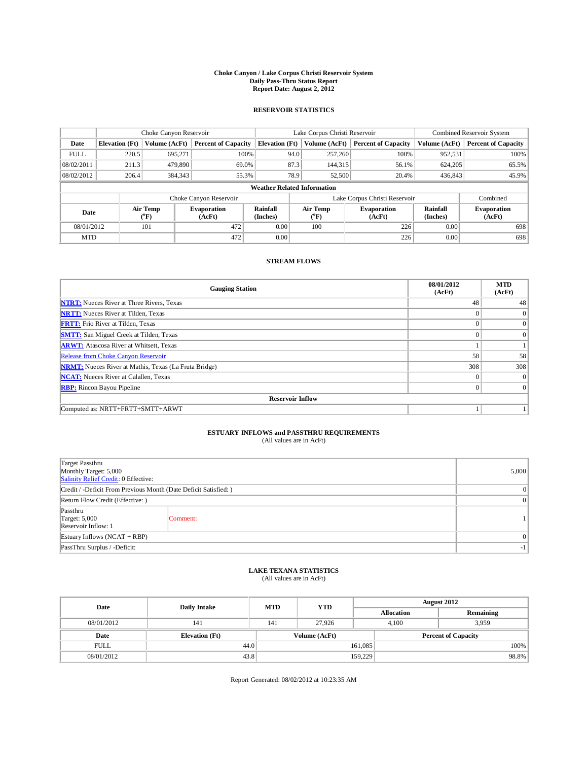**Choke Canyon / Lake Corpus Christi Reservoir System**
**Daily Pass-Thru Status Report**
**Report Date: August 2, 2012**

## RESERVOIR STATISTICS

| | Choke Canyon Reservoir | | | Lake Corpus Christi Reservoir | | | Combined Reservoir System | |
|---|---|---|---|---|---|---|---|---|
| Date | Elevation (Ft) | Volume (AcFt) | Percent of Capacity | Elevation (Ft) | Volume (AcFt) | Percent of Capacity | Volume (AcFt) | Percent of Capacity |
| FULL | 220.5 | 695,271 | 100% | 94.0 | 257,260 | 100% | 952,531 | 100% |
| 08/02/2011 | 211.3 | 479,890 | 69.0% | 87.3 | 144,315 | 56.1% | 624,205 | 65.5% |
| 08/02/2012 | 206.4 | 384,343 | 55.3% | 78.9 | 52,500 | 20.4% | 436,843 | 45.9% |

**Weather Related Information**

| | Choke Canyon Reservoir | | | Lake Corpus Christi Reservoir | | | Combined |
|---|---|---|---|---|---|---|---|
| Date | Air Temp (°F) | Evaporation (AcFt) | Rainfall (Inches) | Air Temp (°F) | Evaporation (AcFt) | Rainfall (Inches) | Evaporation (AcFt) |
| 08/01/2012 | 101 | 472 | 0.00 | 100 | 226 | 0.00 | 698 |
| MTD | | 472 | 0.00 | | 226 | 0.00 | 698 |

## STREAM FLOWS

| Gauging Station | 08/01/2012 (AcFt) | MTD (AcFt) |
|---|---|---|
| **NTRT:** Nueces River at Three Rivers, Texas | 48 | 48 |
| **NRTT:** Nueces River at Tilden, Texas | 0 | 0 |
| **FRTT:** Frio River at Tilden, Texas | 0 | 0 |
| **SMTT:** San Miguel Creek at Tilden, Texas | 0 | 0 |
| **ARWT:** Atascosa River at Whitsett, Texas | 1 | 1 |
| Release from Choke Canyon Reservoir | 58 | 58 |
| **NRMT:** Nueces River at Mathis, Texas (La Fruta Bridge) | 308 | 308 |
| **NCAT:** Nueces River at Calallen, Texas | 0 | 0 |
| **RBP:** Rincon Bayou Pipeline | 0 | 0 |
| **Reservoir Inflow** | | |
| Computed as: NRTT+FRTT+SMTT+ARWT | 1 | 1 |

## ESTUARY INFLOWS and PASSTHRU REQUIREMENTS

(All values are in AcFt)

| | | |
|---|---|---|
| Target Passthru<br>Monthly Target: 5,000<br>Salinity Relief Credit: 0 Effective: | | 5,000 |
| Credit / -Deficit From Previous Month (Date Deficit Satisfied: ) | | 0 |
| Return Flow Credit (Effective: ) | | 0 |
| Passthru<br>Target: 5,000<br>Reservoir Inflow: 1 | Comment: | 1 |
| Estuary Inflows (NCAT + RBP) | | 0 |
| PassThru Surplus / -Deficit: | | -1 |

## LAKE TEXANA STATISTICS

(All values are in AcFt)

| Date | Daily Intake | MTD | YTD | August 2012 | |
|---|---|---|---|---|---|
| | | | | Allocation | Remaining |
| 08/01/2012 | 141 | 141 | 27,926 | 4,100 | 3,959 |

| Date | Elevation (Ft) | Volume (AcFt) | Percent of Capacity |
|---|---|---|---|
| FULL | 44.0 | 161,085 | 100% |
| 08/01/2012 | 43.8 | 159,229 | 98.8% |

Report Generated: 08/02/2012 at 10:23:35 AM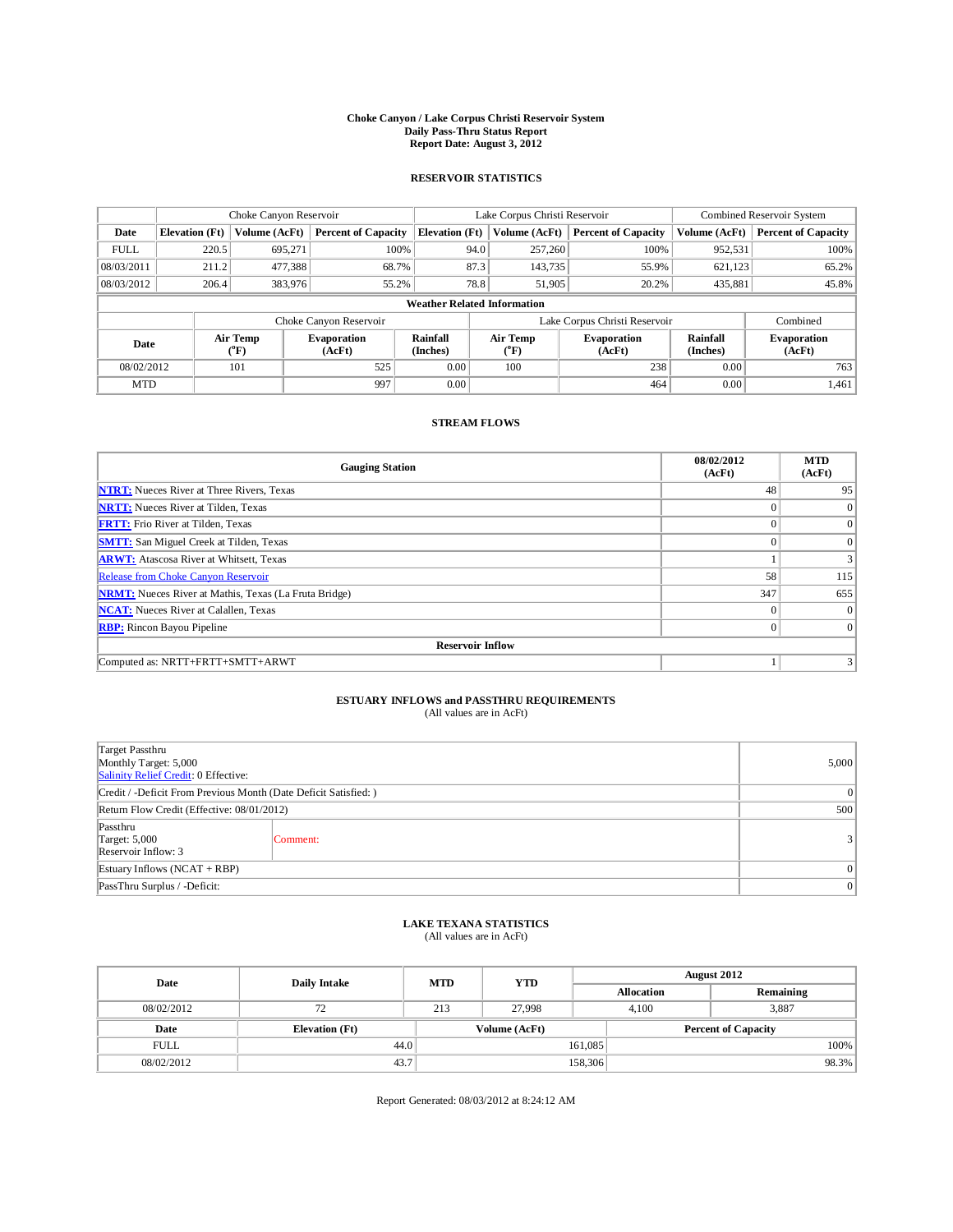# Choke Canyon / Lake Corpus Christi Reservoir System
## Daily Pass-Thru Status Report
### Report Date: August 3, 2012

## RESERVOIR STATISTICS

| | Choke Canyon Reservoir | | | Lake Corpus Christi Reservoir | | | Combined Reservoir System | |
|---|---|---|---|---|---|---|---|---|
| Date | Elevation (Ft) | Volume (AcFt) | Percent of Capacity | Elevation (Ft) | Volume (AcFt) | Percent of Capacity | Volume (AcFt) | Percent of Capacity |
| FULL | 220.5 | 695,271 | 100% | 94.0 | 257,260 | 100% | 952,531 | 100% |
| 08/03/2011 | 211.2 | 477,388 | 68.7% | 87.3 | 143,735 | 55.9% | 621,123 | 65.2% |
| 08/03/2012 | 206.4 | 383,976 | 55.2% | 78.8 | 51,905 | 20.2% | 435,881 | 45.8% |

**Weather Related Information**

| | Choke Canyon Reservoir | | | Lake Corpus Christi Reservoir | | | Combined |
|---|---|---|---|---|---|---|---|
| Date | Air Temp (°F) | Evaporation (AcFt) | Rainfall (Inches) | Air Temp (°F) | Evaporation (AcFt) | Rainfall (Inches) | Evaporation (AcFt) |
| 08/02/2012 | 101 | 525 | 0.00 | 100 | 238 | 0.00 | 763 |
| MTD | | 997 | 0.00 | | 464 | 0.00 | 1,461 |

## STREAM FLOWS

| Gauging Station | 08/02/2012 (AcFt) | MTD (AcFt) |
|---|---|---|
| NTRT: Nueces River at Three Rivers, Texas | 48 | 95 |
| NRTT: Nueces River at Tilden, Texas | 0 | 0 |
| FRTT: Frio River at Tilden, Texas | 0 | 0 |
| SMTT: San Miguel Creek at Tilden, Texas | 0 | 0 |
| ARWT: Atascosa River at Whitsett, Texas | 1 | 3 |
| Release from Choke Canyon Reservoir | 58 | 115 |
| NRMT: Nueces River at Mathis, Texas (La Fruta Bridge) | 347 | 655 |
| NCAT: Nueces River at Calallen, Texas | 0 | 0 |
| RBP: Rincon Bayou Pipeline | 0 | 0 |
| **Reservoir Inflow** | | |
| Computed as: NRTT+FRTT+SMTT+ARWT | 1 | 3 |

## ESTUARY INFLOWS and PASSTHRU REQUIREMENTS
(All values are in AcFt)

| | | |
|---|---|---|
| Target Passthru<br>Monthly Target: 5,000<br>Salinity Relief Credit: 0 Effective: | | 5,000 |
| Credit / -Deficit From Previous Month (Date Deficit Satisfied: ) | | 0 |
| Return Flow Credit (Effective: 08/01/2012) | | 500 |
| Passthru<br>Target: 5,000<br>Reservoir Inflow: 3 | Comment: | 3 |
| Estuary Inflows (NCAT + RBP) | | 0 |
| PassThru Surplus / -Deficit: | | 0 |

## LAKE TEXANA STATISTICS
(All values are in AcFt)

| Date | Daily Intake | MTD | YTD | August 2012 | |
|---|---|---|---|---|---|
| | | | | Allocation | Remaining |
| 08/02/2012 | 72 | 213 | 27,998 | 4,100 | 3,887 |

| Date | Elevation (Ft) | Volume (AcFt) | Percent of Capacity |
|---|---|---|---|
| FULL | 44.0 | 161,085 | 100% |
| 08/02/2012 | 43.7 | 158,306 | 98.3% |

Report Generated: 08/03/2012 at 8:24:12 AM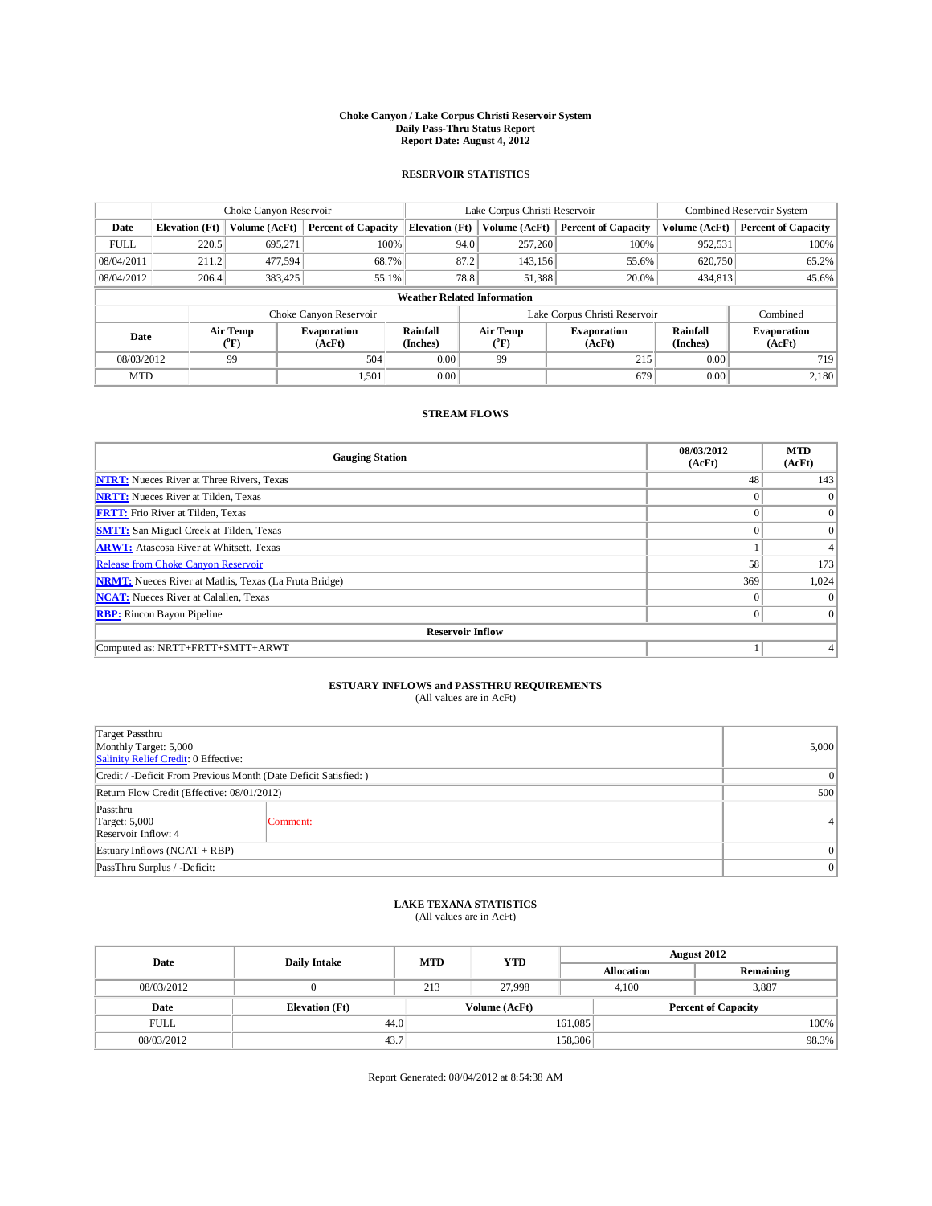# Choke Canyon / Lake Corpus Christi Reservoir System
## Daily Pass-Thru Status Report
### Report Date: August 4, 2012

## RESERVOIR STATISTICS

| | Choke Canyon Reservoir | | | Lake Corpus Christi Reservoir | | | Combined Reservoir System | |
|---|---|---|---|---|---|---|---|---|
| Date | Elevation (Ft) | Volume (AcFt) | Percent of Capacity | Elevation (Ft) | Volume (AcFt) | Percent of Capacity | Volume (AcFt) | Percent of Capacity |
| FULL | 220.5 | 695,271 | 100% | 94.0 | 257,260 | 100% | 952,531 | 100% |
| 08/04/2011 | 211.2 | 477,594 | 68.7% | 87.2 | 143,156 | 55.6% | 620,750 | 65.2% |
| 08/04/2012 | 206.4 | 383,425 | 55.1% | 78.8 | 51,388 | 20.0% | 434,813 | 45.6% |

**Weather Related Information**

| | Choke Canyon Reservoir | | | Lake Corpus Christi Reservoir | | | Combined |
|---|---|---|---|---|---|---|---|
| Date | Air Temp (°F) | Evaporation (AcFt) | Rainfall (Inches) | Air Temp (°F) | Evaporation (AcFt) | Rainfall (Inches) | Evaporation (AcFt) |
| 08/03/2012 | 99 | 504 | 0.00 | 99 | 215 | 0.00 | 719 |
| MTD | | 1,501 | 0.00 | | 679 | 0.00 | 2,180 |

## STREAM FLOWS

| Gauging Station | 08/03/2012 (AcFt) | MTD (AcFt) |
|---|---|---|
| NTRT: Nueces River at Three Rivers, Texas | 48 | 143 |
| NRTT: Nueces River at Tilden, Texas | 0 | 0 |
| FRTT: Frio River at Tilden, Texas | 0 | 0 |
| SMTT: San Miguel Creek at Tilden, Texas | 0 | 0 |
| ARWT: Atascosa River at Whitsett, Texas | 1 | 4 |
| Release from Choke Canyon Reservoir | 58 | 173 |
| NRMT: Nueces River at Mathis, Texas (La Fruta Bridge) | 369 | 1,024 |
| NCAT: Nueces River at Calallen, Texas | 0 | 0 |
| RBP: Rincon Bayou Pipeline | 0 | 0 |
| **Reservoir Inflow** | | |
| Computed as: NRTT+FRTT+SMTT+ARWT | 1 | 4 |

## ESTUARY INFLOWS and PASSTHRU REQUIREMENTS
(All values are in AcFt)

| | | |
|---|---|---|
| Target Passthru<br>Monthly Target: 5,000<br>Salinity Relief Credit: 0 Effective: | | 5,000 |
| Credit / -Deficit From Previous Month (Date Deficit Satisfied: ) | | 0 |
| Return Flow Credit (Effective: 08/01/2012) | | 500 |
| Passthru<br>Target: 5,000<br>Reservoir Inflow: 4 | Comment: | 4 |
| Estuary Inflows (NCAT + RBP) | | 0 |
| PassThru Surplus / -Deficit: | | 0 |

## LAKE TEXANA STATISTICS
(All values are in AcFt)

| Date | Daily Intake | MTD | YTD | August 2012 | |
|---|---|---|---|---|---|
| | | | | Allocation | Remaining |
| 08/03/2012 | 0 | 213 | 27,998 | 4,100 | 3,887 |

| Date | Elevation (Ft) | Volume (AcFt) | Percent of Capacity |
|---|---|---|---|
| FULL | 44.0 | 161,085 | 100% |
| 08/03/2012 | 43.7 | 158,306 | 98.3% |

Report Generated: 08/04/2012 at 8:54:38 AM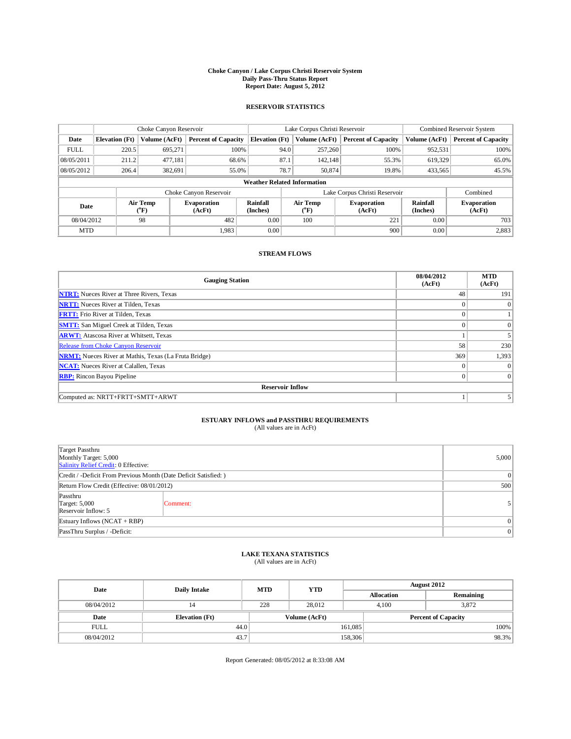# Choke Canyon / Lake Corpus Christi Reservoir System
## Daily Pass-Thru Status Report
## Report Date: August 5, 2012

### RESERVOIR STATISTICS

| | Choke Canyon Reservoir | | | Lake Corpus Christi Reservoir | | | Combined Reservoir System | |
|---|---|---|---|---|---|---|---|---|
| Date | Elevation (Ft) | Volume (AcFt) | Percent of Capacity | Elevation (Ft) | Volume (AcFt) | Percent of Capacity | Volume (AcFt) | Percent of Capacity |
| FULL | 220.5 | 695,271 | 100% | 94.0 | 257,260 | 100% | 952,531 | 100% |
| 08/05/2011 | 211.2 | 477,181 | 68.6% | 87.1 | 142,148 | 55.3% | 619,329 | 65.0% |
| 08/05/2012 | 206.4 | 382,691 | 55.0% | 78.7 | 50,874 | 19.8% | 433,565 | 45.5% |

**Weather Related Information**

| | Choke Canyon Reservoir | | | Lake Corpus Christi Reservoir | | | Combined |
|---|---|---|---|---|---|---|---|
| Date | Air Temp (°F) | Evaporation (AcFt) | Rainfall (Inches) | Air Temp (°F) | Evaporation (AcFt) | Rainfall (Inches) | Evaporation (AcFt) |
| 08/04/2012 | 98 | 482 | 0.00 | 100 | 221 | 0.00 | 703 |
| MTD | | 1,983 | 0.00 | | 900 | 0.00 | 2,883 |

### STREAM FLOWS

| Gauging Station | 08/04/2012 (AcFt) | MTD (AcFt) |
|---|---|---|
| NTRT: Nueces River at Three Rivers, Texas | 48 | 191 |
| NRTT: Nueces River at Tilden, Texas | 0 | 0 |
| FRTT: Frio River at Tilden, Texas | 0 | 1 |
| SMTT: San Miguel Creek at Tilden, Texas | 0 | 0 |
| ARWT: Atascosa River at Whitsett, Texas | 1 | 5 |
| Release from Choke Canyon Reservoir | 58 | 230 |
| NRMT: Nueces River at Mathis, Texas (La Fruta Bridge) | 369 | 1,393 |
| NCAT: Nueces River at Calallen, Texas | 0 | 0 |
| RBP: Rincon Bayou Pipeline | 0 | 0 |
| **Reservoir Inflow** | | |
| Computed as: NRTT+FRTT+SMTT+ARWT | 1 | 5 |

### ESTUARY INFLOWS and PASSTHRU REQUIREMENTS
(All values are in AcFt)

| | | |
|---|---|---|
| Target Passthru<br>Monthly Target: 5,000<br>Salinity Relief Credit: 0 Effective: | | 5,000 |
| Credit / -Deficit From Previous Month (Date Deficit Satisfied: ) | | 0 |
| Return Flow Credit (Effective: 08/01/2012) | | 500 |
| Passthru<br>Target: 5,000<br>Reservoir Inflow: 5 | Comment: | 5 |
| Estuary Inflows (NCAT + RBP) | | 0 |
| PassThru Surplus / -Deficit: | | 0 |

### LAKE TEXANA STATISTICS
(All values are in AcFt)

| Date | Daily Intake | MTD | YTD | August 2012 | |
|---|---|---|---|---|---|
| | | | | Allocation | Remaining |
| 08/04/2012 | 14 | 228 | 28,012 | 4,100 | 3,872 |

| Date | Elevation (Ft) | Volume (AcFt) | Percent of Capacity |
|---|---|---|---|
| FULL | 44.0 | 161,085 | 100% |
| 08/04/2012 | 43.7 | 158,306 | 98.3% |

Report Generated: 08/05/2012 at 8:33:08 AM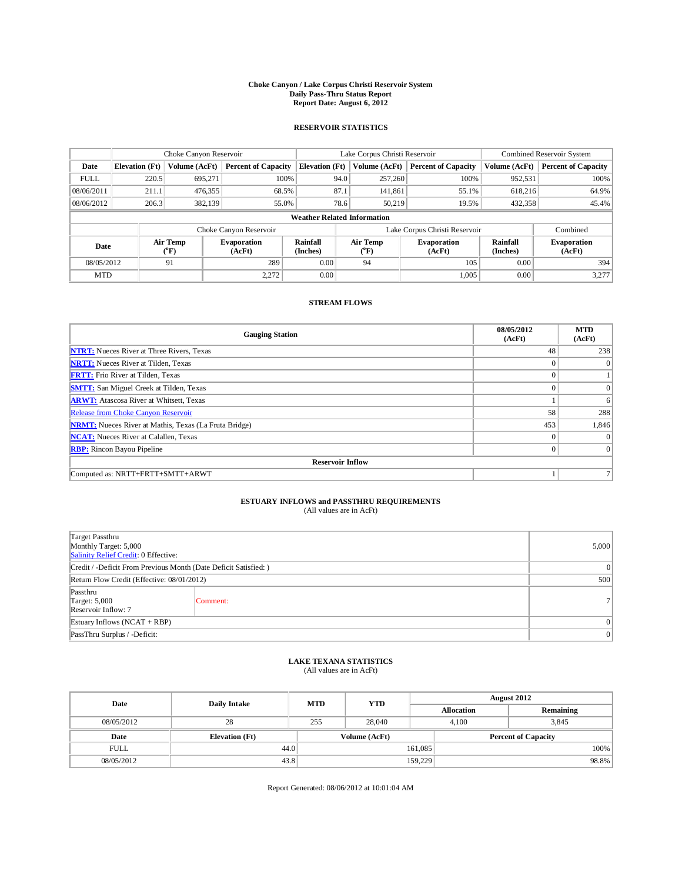# Choke Canyon / Lake Corpus Christi Reservoir System
## Daily Pass-Thru Status Report
### Report Date: August 6, 2012

## RESERVOIR STATISTICS

| | Choke Canyon Reservoir | | | Lake Corpus Christi Reservoir | | | Combined Reservoir System | |
|---|---|---|---|---|---|---|---|---|
| Date | Elevation (Ft) | Volume (AcFt) | Percent of Capacity | Elevation (Ft) | Volume (AcFt) | Percent of Capacity | Volume (AcFt) | Percent of Capacity |
| FULL | 220.5 | 695,271 | 100% | 94.0 | 257,260 | 100% | 952,531 | 100% |
| 08/06/2011 | 211.1 | 476,355 | 68.5% | 87.1 | 141,861 | 55.1% | 618,216 | 64.9% |
| 08/06/2012 | 206.3 | 382,139 | 55.0% | 78.6 | 50,219 | 19.5% | 432,358 | 45.4% |

**Weather Related Information**

| | Choke Canyon Reservoir | | | Lake Corpus Christi Reservoir | | | Combined |
|---|---|---|---|---|---|---|---|
| Date | Air Temp (°F) | Evaporation (AcFt) | Rainfall (Inches) | Air Temp (°F) | Evaporation (AcFt) | Rainfall (Inches) | Evaporation (AcFt) |
| 08/05/2012 | 91 | 289 | 0.00 | 94 | 105 | 0.00 | 394 |
| MTD | | 2,272 | 0.00 | | 1,005 | 0.00 | 3,277 |

## STREAM FLOWS

| Gauging Station | 08/05/2012 (AcFt) | MTD (AcFt) |
|---|---|---|
| NTRT: Nueces River at Three Rivers, Texas | 48 | 238 |
| NRTT: Nueces River at Tilden, Texas | 0 | 0 |
| FRTT: Frio River at Tilden, Texas | 0 | 1 |
| SMTT: San Miguel Creek at Tilden, Texas | 0 | 0 |
| ARWT: Atascosa River at Whitsett, Texas | 1 | 6 |
| Release from Choke Canyon Reservoir | 58 | 288 |
| NRMT: Nueces River at Mathis, Texas (La Fruta Bridge) | 453 | 1,846 |
| NCAT: Nueces River at Calallen, Texas | 0 | 0 |
| RBP: Rincon Bayou Pipeline | 0 | 0 |
| **Reservoir Inflow** | | |
| Computed as: NRTT+FRTT+SMTT+ARWT | 1 | 7 |

## ESTUARY INFLOWS and PASSTHRU REQUIREMENTS
(All values are in AcFt)

| | | |
|---|---|---|
| Target Passthru<br>Monthly Target: 5,000<br>Salinity Relief Credit: 0 Effective: | | 5,000 |
| Credit / -Deficit From Previous Month (Date Deficit Satisfied: ) | | 0 |
| Return Flow Credit (Effective: 08/01/2012) | | 500 |
| Passthru<br>Target: 5,000<br>Reservoir Inflow: 7 | Comment: | 7 |
| Estuary Inflows (NCAT + RBP) | | 0 |
| PassThru Surplus / -Deficit: | | 0 |

## LAKE TEXANA STATISTICS
(All values are in AcFt)

| Date | Daily Intake | MTD | YTD | August 2012 Allocation | August 2012 Remaining |
|---|---|---|---|---|---|
| 08/05/2012 | 28 | 255 | 28,040 | 4,100 | 3,845 |

| Date | Elevation (Ft) | Volume (AcFt) | Percent of Capacity |
|---|---|---|---|
| FULL | 44.0 | 161,085 | 100% |
| 08/05/2012 | 43.8 | 159,229 | 98.8% |

Report Generated: 08/06/2012 at 10:01:04 AM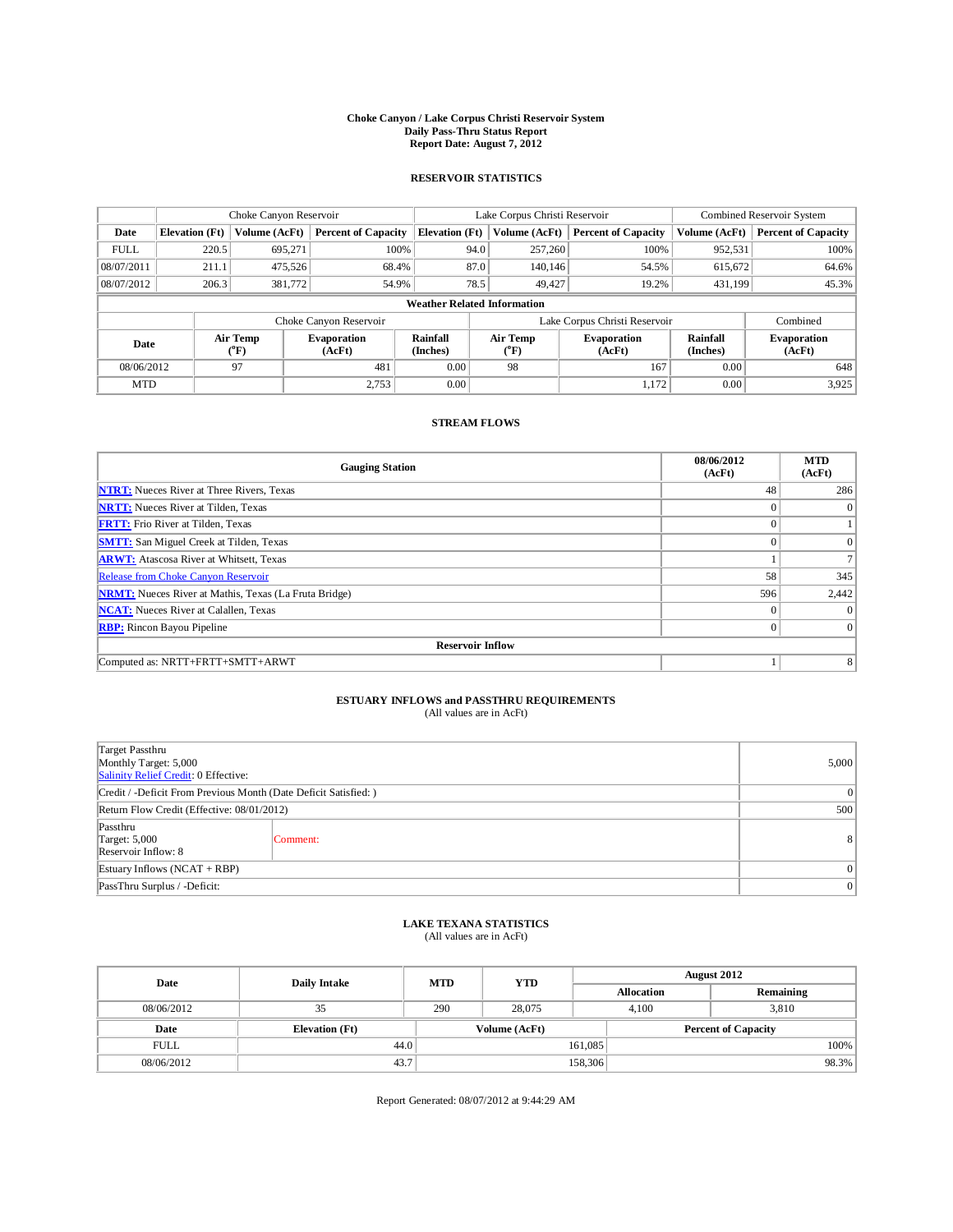# Choke Canyon / Lake Corpus Christi Reservoir System
## Daily Pass-Thru Status Report
## Report Date: August 7, 2012

### RESERVOIR STATISTICS

| | Choke Canyon Reservoir | | | Lake Corpus Christi Reservoir | | | Combined Reservoir System | |
|---|---|---|---|---|---|---|---|---|
| Date | Elevation (Ft) | Volume (AcFt) | Percent of Capacity | Elevation (Ft) | Volume (AcFt) | Percent of Capacity | Volume (AcFt) | Percent of Capacity |
| FULL | 220.5 | 695,271 | 100% | 94.0 | 257,260 | 100% | 952,531 | 100% |
| 08/07/2011 | 211.1 | 475,526 | 68.4% | 87.0 | 140,146 | 54.5% | 615,672 | 64.6% |
| 08/07/2012 | 206.3 | 381,772 | 54.9% | 78.5 | 49,427 | 19.2% | 431,199 | 45.3% |

**Weather Related Information**

| | Choke Canyon Reservoir | | | Lake Corpus Christi Reservoir | | | Combined |
|---|---|---|---|---|---|---|---|
| Date | Air Temp (°F) | Evaporation (AcFt) | Rainfall (Inches) | Air Temp (°F) | Evaporation (AcFt) | Rainfall (Inches) | Evaporation (AcFt) |
| 08/06/2012 | 97 | 481 | 0.00 | 98 | 167 | 0.00 | 648 |
| MTD | | 2,753 | 0.00 | | 1,172 | 0.00 | 3,925 |

### STREAM FLOWS

| Gauging Station | 08/06/2012 (AcFt) | MTD (AcFt) |
|---|---|---|
| NTRT: Nueces River at Three Rivers, Texas | 48 | 286 |
| NRTT: Nueces River at Tilden, Texas | 0 | 0 |
| FRTT: Frio River at Tilden, Texas | 0 | 1 |
| SMTT: San Miguel Creek at Tilden, Texas | 0 | 0 |
| ARWT: Atascosa River at Whitsett, Texas | 1 | 7 |
| Release from Choke Canyon Reservoir | 58 | 345 |
| NRMT: Nueces River at Mathis, Texas (La Fruta Bridge) | 596 | 2,442 |
| NCAT: Nueces River at Calallen, Texas | 0 | 0 |
| RBP: Rincon Bayou Pipeline | 0 | 0 |
| **Reservoir Inflow** | | |
| Computed as: NRTT+FRTT+SMTT+ARWT | 1 | 8 |

### ESTUARY INFLOWS and PASSTHRU REQUIREMENTS
(All values are in AcFt)

| | | |
|---|---|---|
| Target Passthru<br>Monthly Target: 5,000<br>Salinity Relief Credit: 0 Effective: | | 5,000 |
| Credit / -Deficit From Previous Month (Date Deficit Satisfied: ) | | 0 |
| Return Flow Credit (Effective: 08/01/2012) | | 500 |
| Passthru<br>Target: 5,000<br>Reservoir Inflow: 8 | Comment: | 8 |
| Estuary Inflows (NCAT + RBP) | | 0 |
| PassThru Surplus / -Deficit: | | 0 |

### LAKE TEXANA STATISTICS
(All values are in AcFt)

| Date | Daily Intake | MTD | YTD | August 2012 Allocation | August 2012 Remaining |
|---|---|---|---|---|---|
| 08/06/2012 | 35 | 290 | 28,075 | 4,100 | 3,810 |

| Date | Elevation (Ft) | Volume (AcFt) | Percent of Capacity |
|---|---|---|---|
| FULL | 44.0 | 161,085 | 100% |
| 08/06/2012 | 43.7 | 158,306 | 98.3% |

Report Generated: 08/07/2012 at 9:44:29 AM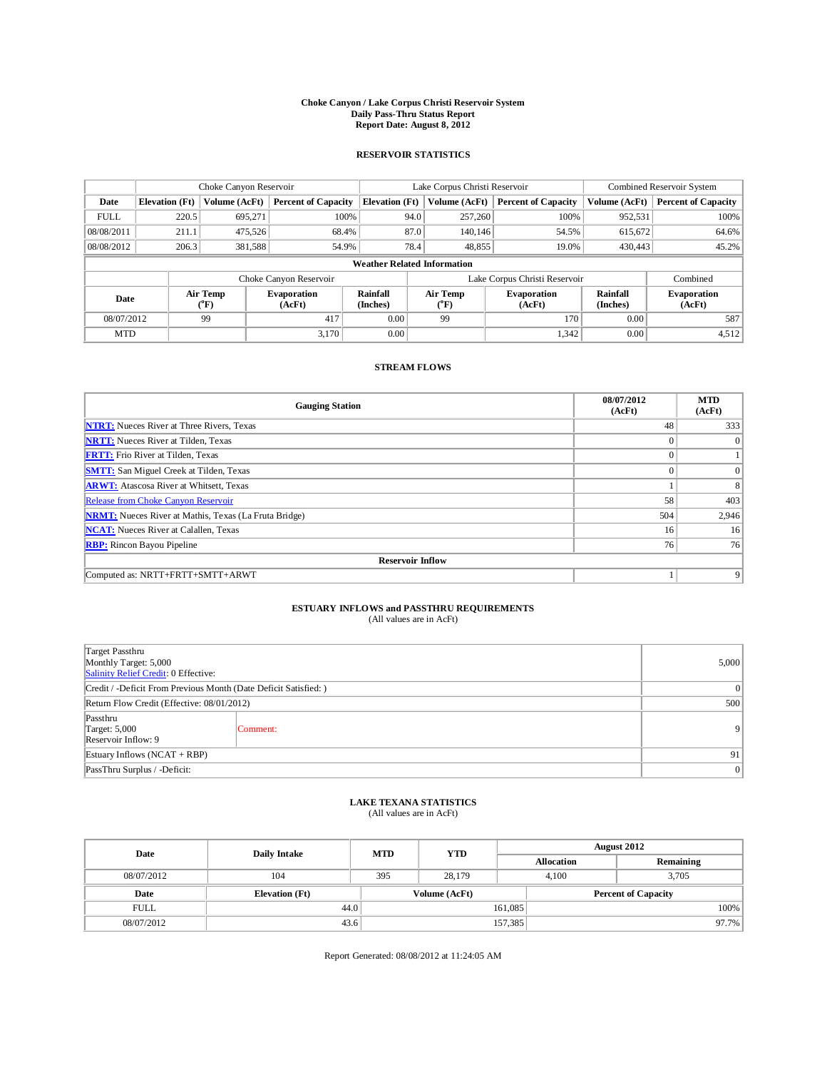# Choke Canyon / Lake Corpus Christi Reservoir System
## Daily Pass-Thru Status Report
## Report Date: August 8, 2012

### RESERVOIR STATISTICS

| | Choke Canyon Reservoir | | | Lake Corpus Christi Reservoir | | | Combined Reservoir System | |
|---|---|---|---|---|---|---|---|---|
| Date | Elevation (Ft) | Volume (AcFt) | Percent of Capacity | Elevation (Ft) | Volume (AcFt) | Percent of Capacity | Volume (AcFt) | Percent of Capacity |
| FULL | 220.5 | 695,271 | 100% | 94.0 | 257,260 | 100% | 952,531 | 100% |
| 08/08/2011 | 211.1 | 475,526 | 68.4% | 87.0 | 140,146 | 54.5% | 615,672 | 64.6% |
| 08/08/2012 | 206.3 | 381,588 | 54.9% | 78.4 | 48,855 | 19.0% | 430,443 | 45.2% |

**Weather Related Information**

| | Choke Canyon Reservoir | | | Lake Corpus Christi Reservoir | | | Combined |
|---|---|---|---|---|---|---|---|
| Date | Air Temp (°F) | Evaporation (AcFt) | Rainfall (Inches) | Air Temp (°F) | Evaporation (AcFt) | Rainfall (Inches) | Evaporation (AcFt) |
| 08/07/2012 | 99 | 417 | 0.00 | 99 | 170 | 0.00 | 587 |
| MTD | | 3,170 | 0.00 | | 1,342 | 0.00 | 4,512 |

### STREAM FLOWS

| Gauging Station | 08/07/2012 (AcFt) | MTD (AcFt) |
|---|---|---|
| NTRT: Nueces River at Three Rivers, Texas | 48 | 333 |
| NRTT: Nueces River at Tilden, Texas | 0 | 0 |
| FRTT: Frio River at Tilden, Texas | 0 | 1 |
| SMTT: San Miguel Creek at Tilden, Texas | 0 | 0 |
| ARWT: Atascosa River at Whitsett, Texas | 1 | 8 |
| Release from Choke Canyon Reservoir | 58 | 403 |
| NRMT: Nueces River at Mathis, Texas (La Fruta Bridge) | 504 | 2,946 |
| NCAT: Nueces River at Calallen, Texas | 16 | 16 |
| RBP: Rincon Bayou Pipeline | 76 | 76 |
| **Reservoir Inflow** | | |
| Computed as: NRTT+FRTT+SMTT+ARWT | 1 | 9 |

### ESTUARY INFLOWS and PASSTHRU REQUIREMENTS
(All values are in AcFt)

| | |
|---|---|
| Target Passthru<br>Monthly Target: 5,000<br>Salinity Relief Credit: 0 Effective: | 5,000 |
| Credit / -Deficit From Previous Month (Date Deficit Satisfied: ) | 0 |
| Return Flow Credit (Effective: 08/01/2012) | 500 |
| Passthru<br>Target: 5,000<br>Reservoir Inflow: 9 — Comment: | 9 |
| Estuary Inflows (NCAT + RBP) | 91 |
| PassThru Surplus / -Deficit: | 0 |

### LAKE TEXANA STATISTICS
(All values are in AcFt)

| Date | Daily Intake | MTD | YTD | August 2012 Allocation | August 2012 Remaining |
|---|---|---|---|---|---|
| 08/07/2012 | 104 | 395 | 28,179 | 4,100 | 3,705 |

| Date | Elevation (Ft) | Volume (AcFt) | Percent of Capacity |
|---|---|---|---|
| FULL | 44.0 | 161,085 | 100% |
| 08/07/2012 | 43.6 | 157,385 | 97.7% |

Report Generated: 08/08/2012 at 11:24:05 AM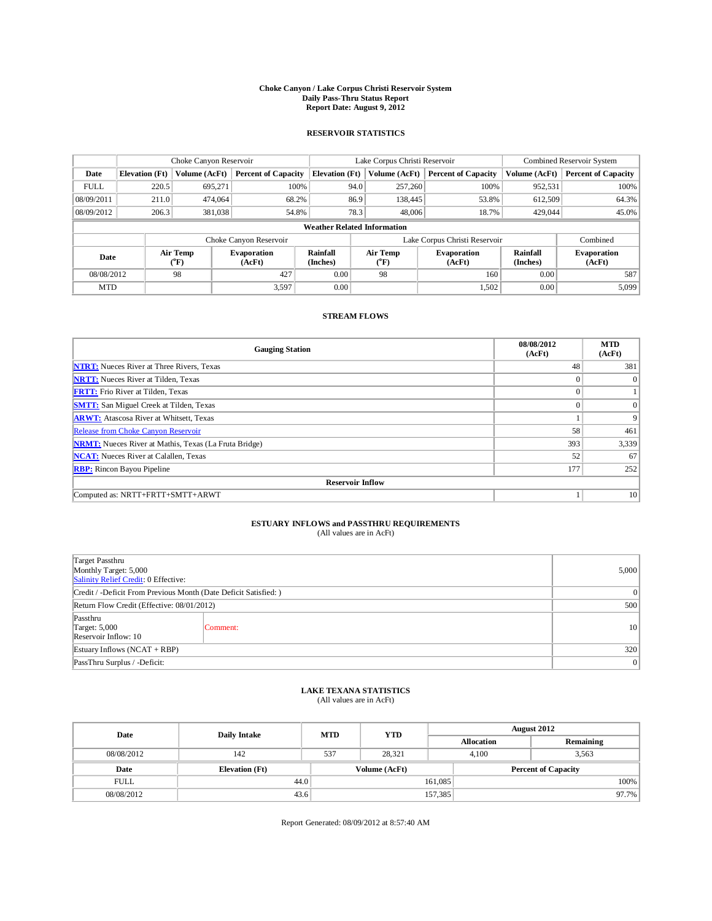# Choke Canyon / Lake Corpus Christi Reservoir System
## Daily Pass-Thru Status Report
### Report Date: August 9, 2012

## RESERVOIR STATISTICS

| | Choke Canyon Reservoir | | | Lake Corpus Christi Reservoir | | | Combined Reservoir System | |
|---|---|---|---|---|---|---|---|---|
| Date | Elevation (Ft) | Volume (AcFt) | Percent of Capacity | Elevation (Ft) | Volume (AcFt) | Percent of Capacity | Volume (AcFt) | Percent of Capacity |
| FULL | 220.5 | 695,271 | 100% | 94.0 | 257,260 | 100% | 952,531 | 100% |
| 08/09/2011 | 211.0 | 474,064 | 68.2% | 86.9 | 138,445 | 53.8% | 612,509 | 64.3% |
| 08/09/2012 | 206.3 | 381,038 | 54.8% | 78.3 | 48,006 | 18.7% | 429,044 | 45.0% |

**Weather Related Information**

| | Choke Canyon Reservoir | | | Lake Corpus Christi Reservoir | | | Combined |
|---|---|---|---|---|---|---|---|
| Date | Air Temp (°F) | Evaporation (AcFt) | Rainfall (Inches) | Air Temp (°F) | Evaporation (AcFt) | Rainfall (Inches) | Evaporation (AcFt) |
| 08/08/2012 | 98 | 427 | 0.00 | 98 | 160 | 0.00 | 587 |
| MTD | | 3,597 | 0.00 | | 1,502 | 0.00 | 5,099 |

## STREAM FLOWS

| Gauging Station | 08/08/2012 (AcFt) | MTD (AcFt) |
|---|---|---|
| NTRT: Nueces River at Three Rivers, Texas | 48 | 381 |
| NRTT: Nueces River at Tilden, Texas | 0 | 0 |
| FRTT: Frio River at Tilden, Texas | 0 | 1 |
| SMTT: San Miguel Creek at Tilden, Texas | 0 | 0 |
| ARWT: Atascosa River at Whitsett, Texas | 1 | 9 |
| Release from Choke Canyon Reservoir | 58 | 461 |
| NRMT: Nueces River at Mathis, Texas (La Fruta Bridge) | 393 | 3,339 |
| NCAT: Nueces River at Calallen, Texas | 52 | 67 |
| RBP: Rincon Bayou Pipeline | 177 | 252 |
| **Reservoir Inflow** | | |
| Computed as: NRTT+FRTT+SMTT+ARWT | 1 | 10 |

## ESTUARY INFLOWS and PASSTHRU REQUIREMENTS
(All values are in AcFt)

| | | |
|---|---|---|
| Target Passthru<br>Monthly Target: 5,000<br>Salinity Relief Credit: 0 Effective: | | 5,000 |
| Credit / -Deficit From Previous Month (Date Deficit Satisfied: ) | | 0 |
| Return Flow Credit (Effective: 08/01/2012) | | 500 |
| Passthru<br>Target: 5,000<br>Reservoir Inflow: 10 | Comment: | 10 |
| Estuary Inflows (NCAT + RBP) | | 320 |
| PassThru Surplus / -Deficit: | | 0 |

## LAKE TEXANA STATISTICS
(All values are in AcFt)

| Date | Daily Intake | MTD | YTD | August 2012 | |
|---|---|---|---|---|---|
| | | | | Allocation | Remaining |
| 08/08/2012 | 142 | 537 | 28,321 | 4,100 | 3,563 |

| Date | Elevation (Ft) | Volume (AcFt) | Percent of Capacity |
|---|---|---|---|
| FULL | 44.0 | 161,085 | 100% |
| 08/08/2012 | 43.6 | 157,385 | 97.7% |

Report Generated: 08/09/2012 at 8:57:40 AM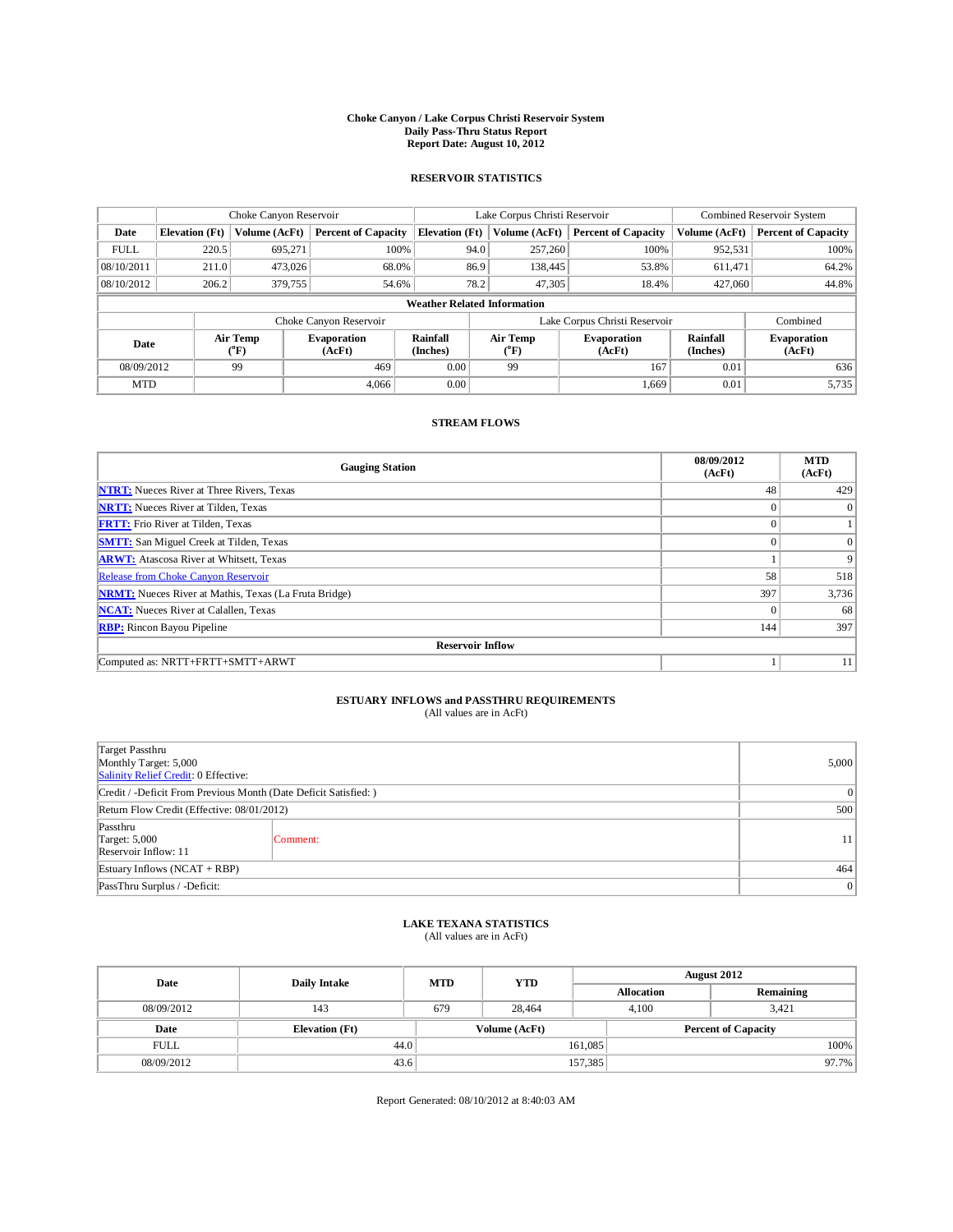# Choke Canyon / Lake Corpus Christi Reservoir System
## Daily Pass-Thru Status Report
### Report Date: August 10, 2012

## RESERVOIR STATISTICS

| | Choke Canyon Reservoir | | | Lake Corpus Christi Reservoir | | | Combined Reservoir System | |
|---|---|---|---|---|---|---|---|---|
| Date | Elevation (Ft) | Volume (AcFt) | Percent of Capacity | Elevation (Ft) | Volume (AcFt) | Percent of Capacity | Volume (AcFt) | Percent of Capacity |
| FULL | 220.5 | 695,271 | 100% | 94.0 | 257,260 | 100% | 952,531 | 100% |
| 08/10/2011 | 211.0 | 473,026 | 68.0% | 86.9 | 138,445 | 53.8% | 611,471 | 64.2% |
| 08/10/2012 | 206.2 | 379,755 | 54.6% | 78.2 | 47,305 | 18.4% | 427,060 | 44.8% |

**Weather Related Information**

| | Choke Canyon Reservoir | | | Lake Corpus Christi Reservoir | | | Combined |
|---|---|---|---|---|---|---|---|
| Date | Air Temp (°F) | Evaporation (AcFt) | Rainfall (Inches) | Air Temp (°F) | Evaporation (AcFt) | Rainfall (Inches) | Evaporation (AcFt) |
| 08/09/2012 | 99 | 469 | 0.00 | 99 | 167 | 0.01 | 636 |
| MTD | | 4,066 | 0.00 | | 1,669 | 0.01 | 5,735 |

## STREAM FLOWS

| Gauging Station | 08/09/2012 (AcFt) | MTD (AcFt) |
|---|---|---|
| NTRT: Nueces River at Three Rivers, Texas | 48 | 429 |
| NRTT: Nueces River at Tilden, Texas | 0 | 0 |
| FRTT: Frio River at Tilden, Texas | 0 | 1 |
| SMTT: San Miguel Creek at Tilden, Texas | 0 | 0 |
| ARWT: Atascosa River at Whitsett, Texas | 1 | 9 |
| Release from Choke Canyon Reservoir | 58 | 518 |
| NRMT: Nueces River at Mathis, Texas (La Fruta Bridge) | 397 | 3,736 |
| NCAT: Nueces River at Calallen, Texas | 0 | 68 |
| RBP: Rincon Bayou Pipeline | 144 | 397 |
| **Reservoir Inflow** | | |
| Computed as: NRTT+FRTT+SMTT+ARWT | 1 | 11 |

## ESTUARY INFLOWS and PASSTHRU REQUIREMENTS
(All values are in AcFt)

| | | |
|---|---|---|
| Target Passthru<br>Monthly Target: 5,000<br>Salinity Relief Credit: 0 Effective: | | 5,000 |
| Credit / -Deficit From Previous Month (Date Deficit Satisfied: ) | | 0 |
| Return Flow Credit (Effective: 08/01/2012) | | 500 |
| Passthru<br>Target: 5,000<br>Reservoir Inflow: 11 | Comment: | 11 |
| Estuary Inflows (NCAT + RBP) | | 464 |
| PassThru Surplus / -Deficit: | | 0 |

## LAKE TEXANA STATISTICS
(All values are in AcFt)

| Date | Daily Intake | MTD | YTD | August 2012 Allocation | August 2012 Remaining |
|---|---|---|---|---|---|
| 08/09/2012 | 143 | 679 | 28,464 | 4,100 | 3,421 |

| Date | Elevation (Ft) | Volume (AcFt) | Percent of Capacity |
|---|---|---|---|
| FULL | 44.0 | 161,085 | 100% |
| 08/09/2012 | 43.6 | 157,385 | 97.7% |

Report Generated: 08/10/2012 at 8:40:03 AM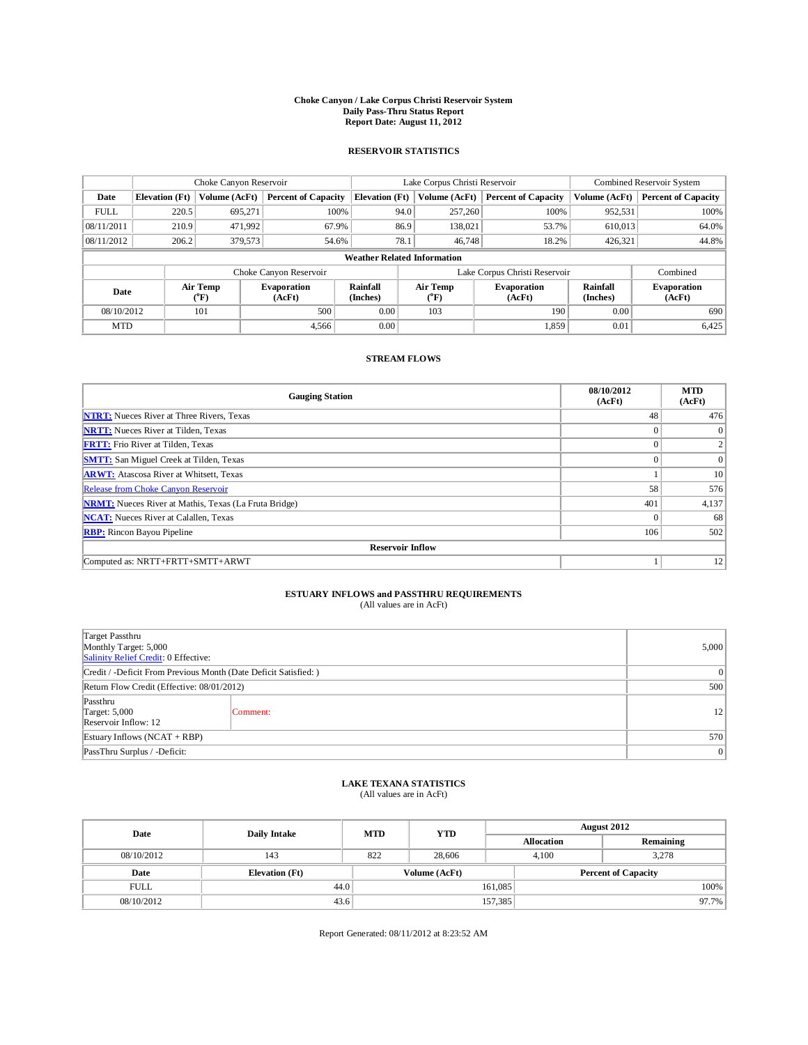# Choke Canyon / Lake Corpus Christi Reservoir System
## Daily Pass-Thru Status Report
### Report Date: August 11, 2012

## RESERVOIR STATISTICS

| | Choke Canyon Reservoir | | | Lake Corpus Christi Reservoir | | | Combined Reservoir System | |
|---|---|---|---|---|---|---|---|---|
| Date | Elevation (Ft) | Volume (AcFt) | Percent of Capacity | Elevation (Ft) | Volume (AcFt) | Percent of Capacity | Volume (AcFt) | Percent of Capacity |
| FULL | 220.5 | 695,271 | 100% | 94.0 | 257,260 | 100% | 952,531 | 100% |
| 08/11/2011 | 210.9 | 471,992 | 67.9% | 86.9 | 138,021 | 53.7% | 610,013 | 64.0% |
| 08/11/2012 | 206.2 | 379,573 | 54.6% | 78.1 | 46,748 | 18.2% | 426,321 | 44.8% |

**Weather Related Information**

| | Choke Canyon Reservoir | | | Lake Corpus Christi Reservoir | | | Combined |
|---|---|---|---|---|---|---|---|
| Date | Air Temp (°F) | Evaporation (AcFt) | Rainfall (Inches) | Air Temp (°F) | Evaporation (AcFt) | Rainfall (Inches) | Evaporation (AcFt) |
| 08/10/2012 | 101 | 500 | 0.00 | 103 | 190 | 0.00 | 690 |
| MTD | | 4,566 | 0.00 | | 1,859 | 0.01 | 6,425 |

## STREAM FLOWS

| Gauging Station | 08/10/2012 (AcFt) | MTD (AcFt) |
|---|---|---|
| NTRT: Nueces River at Three Rivers, Texas | 48 | 476 |
| NRTT: Nueces River at Tilden, Texas | 0 | 0 |
| FRTT: Frio River at Tilden, Texas | 0 | 2 |
| SMTT: San Miguel Creek at Tilden, Texas | 0 | 0 |
| ARWT: Atascosa River at Whitsett, Texas | 1 | 10 |
| Release from Choke Canyon Reservoir | 58 | 576 |
| NRMT: Nueces River at Mathis, Texas (La Fruta Bridge) | 401 | 4,137 |
| NCAT: Nueces River at Calallen, Texas | 0 | 68 |
| RBP: Rincon Bayou Pipeline | 106 | 502 |
| **Reservoir Inflow** | | |
| Computed as: NRTT+FRTT+SMTT+ARWT | 1 | 12 |

## ESTUARY INFLOWS and PASSTHRU REQUIREMENTS
(All values are in AcFt)

| | | |
|---|---|---|
| Target Passthru<br>Monthly Target: 5,000<br>Salinity Relief Credit: 0 Effective: | | 5,000 |
| Credit / -Deficit From Previous Month (Date Deficit Satisfied: ) | | 0 |
| Return Flow Credit (Effective: 08/01/2012) | | 500 |
| Passthru<br>Target: 5,000<br>Reservoir Inflow: 12 | Comment: | 12 |
| Estuary Inflows (NCAT + RBP) | | 570 |
| PassThru Surplus / -Deficit: | | 0 |

## LAKE TEXANA STATISTICS
(All values are in AcFt)

| Date | Daily Intake | MTD | YTD | August 2012 Allocation | August 2012 Remaining |
|---|---|---|---|---|---|
| 08/10/2012 | 143 | 822 | 28,606 | 4,100 | 3,278 |

| Date | Elevation (Ft) | Volume (AcFt) | Percent of Capacity |
|---|---|---|---|
| FULL | 44.0 | 161,085 | 100% |
| 08/10/2012 | 43.6 | 157,385 | 97.7% |

Report Generated: 08/11/2012 at 8:23:52 AM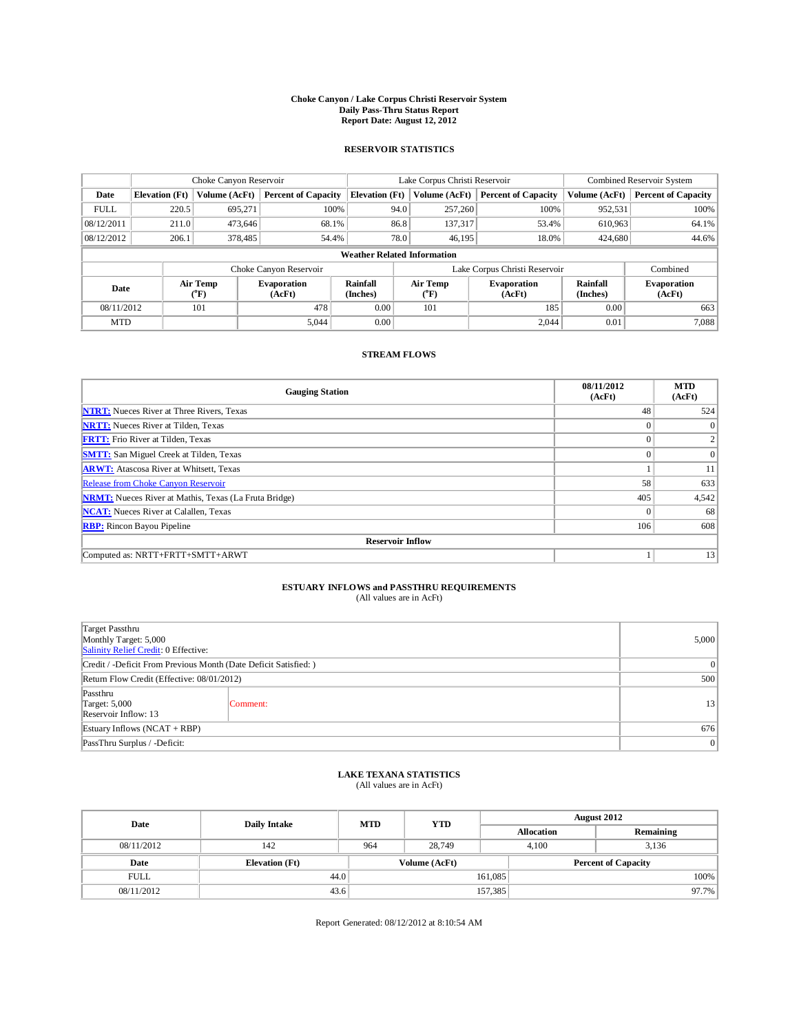**Choke Canyon / Lake Corpus Christi Reservoir System**
**Daily Pass-Thru Status Report**
**Report Date: August 12, 2012**

## RESERVOIR STATISTICS

| | Choke Canyon Reservoir | | | Lake Corpus Christi Reservoir | | | Combined Reservoir System | |
|---|---|---|---|---|---|---|---|---|
| **Date** | **Elevation (Ft)** | **Volume (AcFt)** | **Percent of Capacity** | **Elevation (Ft)** | **Volume (AcFt)** | **Percent of Capacity** | **Volume (AcFt)** | **Percent of Capacity** |
| FULL | 220.5 | 695,271 | 100% | 94.0 | 257,260 | 100% | 952,531 | 100% |
| 08/12/2011 | 211.0 | 473,646 | 68.1% | 86.8 | 137,317 | 53.4% | 610,963 | 64.1% |
| 08/12/2012 | 206.1 | 378,485 | 54.4% | 78.0 | 46,195 | 18.0% | 424,680 | 44.6% |

**Weather Related Information**

| | Choke Canyon Reservoir | | | Lake Corpus Christi Reservoir | | | Combined |
|---|---|---|---|---|---|---|---|
| **Date** | **Air Temp (°F)** | **Evaporation (AcFt)** | **Rainfall (Inches)** | **Air Temp (°F)** | **Evaporation (AcFt)** | **Rainfall (Inches)** | **Evaporation (AcFt)** |
| 08/11/2012 | 101 | 478 | 0.00 | 101 | 185 | 0.00 | 663 |
| MTD | | 5,044 | 0.00 | | 2,044 | 0.01 | 7,088 |

## STREAM FLOWS

| Gauging Station | 08/11/2012 (AcFt) | MTD (AcFt) |
|---|---|---|
| **NTRT:** Nueces River at Three Rivers, Texas | 48 | 524 |
| **NRTT:** Nueces River at Tilden, Texas | 0 | 0 |
| **FRTT:** Frio River at Tilden, Texas | 0 | 2 |
| **SMTT:** San Miguel Creek at Tilden, Texas | 0 | 0 |
| **ARWT:** Atascosa River at Whitsett, Texas | 1 | 11 |
| Release from Choke Canyon Reservoir | 58 | 633 |
| **NRMT:** Nueces River at Mathis, Texas (La Fruta Bridge) | 405 | 4,542 |
| **NCAT:** Nueces River at Calallen, Texas | 0 | 68 |
| **RBP:** Rincon Bayou Pipeline | 106 | 608 |
| **Reservoir Inflow** | | |
| Computed as: NRTT+FRTT+SMTT+ARWT | 1 | 13 |

## ESTUARY INFLOWS and PASSTHRU REQUIREMENTS
(All values are in AcFt)

| | | |
|---|---|---|
| Target Passthru<br>Monthly Target: 5,000<br>Salinity Relief Credit: 0 Effective: | | 5,000 |
| Credit / -Deficit From Previous Month (Date Deficit Satisfied: ) | | 0 |
| Return Flow Credit (Effective: 08/01/2012) | | 500 |
| Passthru<br>Target: 5,000<br>Reservoir Inflow: 13 | Comment: | 13 |
| Estuary Inflows (NCAT + RBP) | | 676 |
| PassThru Surplus / -Deficit: | | 0 |

## LAKE TEXANA STATISTICS
(All values are in AcFt)

| Date | Daily Intake | MTD | YTD | August 2012 Allocation | August 2012 Remaining |
|---|---|---|---|---|---|
| 08/11/2012 | 142 | 964 | 28,749 | 4,100 | 3,136 |

| Date | Elevation (Ft) | Volume (AcFt) | Percent of Capacity |
|---|---|---|---|
| FULL | 44.0 | 161,085 | 100% |
| 08/11/2012 | 43.6 | 157,385 | 97.7% |

Report Generated: 08/12/2012 at 8:10:54 AM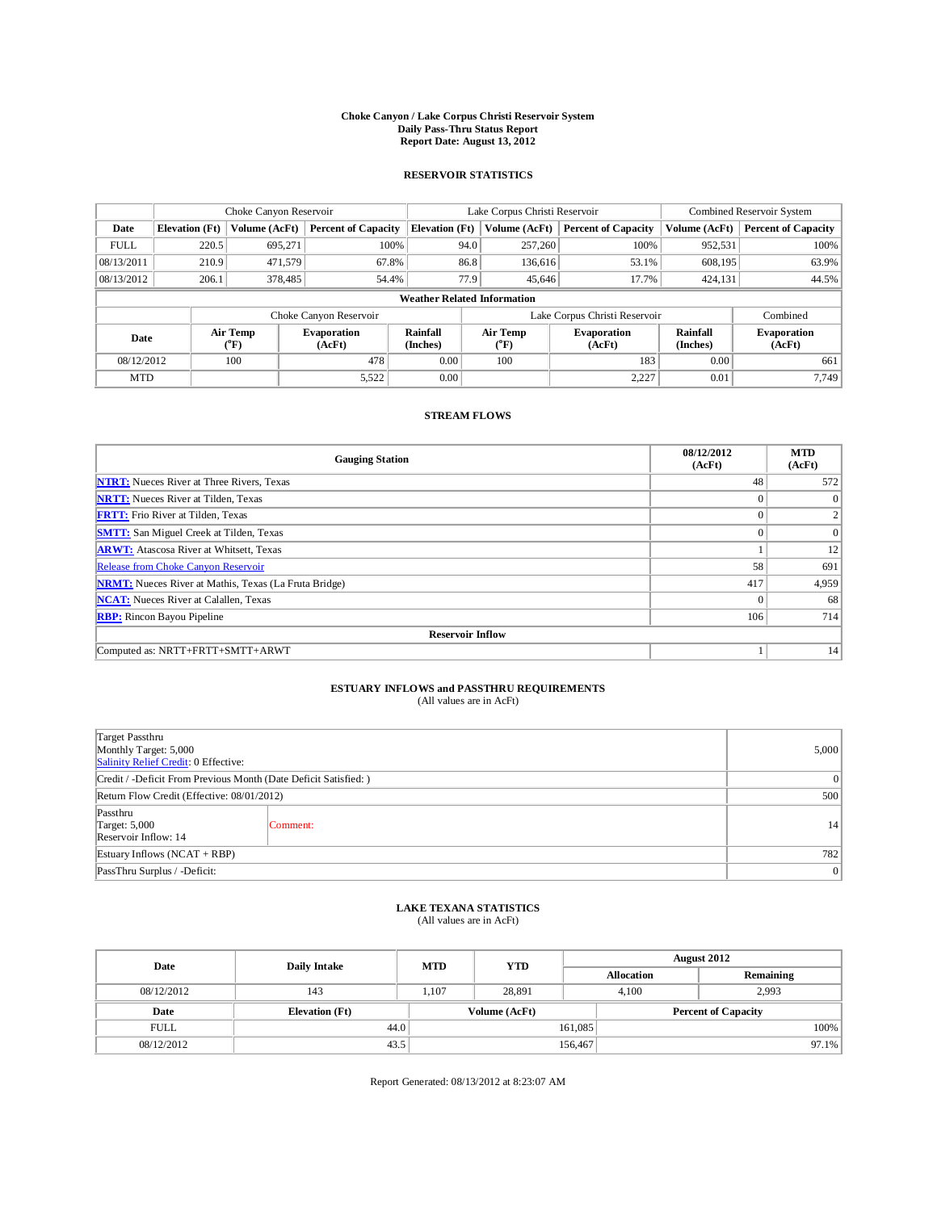# Choke Canyon / Lake Corpus Christi Reservoir System
## Daily Pass-Thru Status Report
### Report Date: August 13, 2012

## RESERVOIR STATISTICS

| | Choke Canyon Reservoir | | | Lake Corpus Christi Reservoir | | | Combined Reservoir System | |
|---|---|---|---|---|---|---|---|---|
| Date | Elevation (Ft) | Volume (AcFt) | Percent of Capacity | Elevation (Ft) | Volume (AcFt) | Percent of Capacity | Volume (AcFt) | Percent of Capacity |
| FULL | 220.5 | 695,271 | 100% | 94.0 | 257,260 | 100% | 952,531 | 100% |
| 08/13/2011 | 210.9 | 471,579 | 67.8% | 86.8 | 136,616 | 53.1% | 608,195 | 63.9% |
| 08/13/2012 | 206.1 | 378,485 | 54.4% | 77.9 | 45,646 | 17.7% | 424,131 | 44.5% |

**Weather Related Information**

| | Choke Canyon Reservoir | | | Lake Corpus Christi Reservoir | | | Combined |
|---|---|---|---|---|---|---|---|
| Date | Air Temp (°F) | Evaporation (AcFt) | Rainfall (Inches) | Air Temp (°F) | Evaporation (AcFt) | Rainfall (Inches) | Evaporation (AcFt) |
| 08/12/2012 | 100 | 478 | 0.00 | 100 | 183 | 0.00 | 661 |
| MTD | | 5,522 | 0.00 | | 2,227 | 0.01 | 7,749 |

## STREAM FLOWS

| Gauging Station | 08/12/2012 (AcFt) | MTD (AcFt) |
|---|---|---|
| **NTRT:** Nueces River at Three Rivers, Texas | 48 | 572 |
| **NRTT:** Nueces River at Tilden, Texas | 0 | 0 |
| **FRTT:** Frio River at Tilden, Texas | 0 | 2 |
| **SMTT:** San Miguel Creek at Tilden, Texas | 0 | 0 |
| **ARWT:** Atascosa River at Whitsett, Texas | 1 | 12 |
| Release from Choke Canyon Reservoir | 58 | 691 |
| **NRMT:** Nueces River at Mathis, Texas (La Fruta Bridge) | 417 | 4,959 |
| **NCAT:** Nueces River at Calallen, Texas | 0 | 68 |
| **RBP:** Rincon Bayou Pipeline | 106 | 714 |
| **Reservoir Inflow** | | |
| Computed as: NRTT+FRTT+SMTT+ARWT | 1 | 14 |

## ESTUARY INFLOWS and PASSTHRU REQUIREMENTS
(All values are in AcFt)

| | | |
|---|---|---|
| Target Passthru<br>Monthly Target: 5,000<br>Salinity Relief Credit: 0 Effective: | | 5,000 |
| Credit / -Deficit From Previous Month (Date Deficit Satisfied: ) | | 0 |
| Return Flow Credit (Effective: 08/01/2012) | | 500 |
| Passthru<br>Target: 5,000<br>Reservoir Inflow: 14 | Comment: | 14 |
| Estuary Inflows (NCAT + RBP) | | 782 |
| PassThru Surplus / -Deficit: | | 0 |

## LAKE TEXANA STATISTICS
(All values are in AcFt)

| Date | Daily Intake | MTD | YTD | August 2012 Allocation | August 2012 Remaining |
|---|---|---|---|---|---|
| 08/12/2012 | 143 | 1,107 | 28,891 | 4,100 | 2,993 |

| Date | Elevation (Ft) | Volume (AcFt) | Percent of Capacity |
|---|---|---|---|
| FULL | 44.0 | 161,085 | 100% |
| 08/12/2012 | 43.5 | 156,467 | 97.1% |

Report Generated: 08/13/2012 at 8:23:07 AM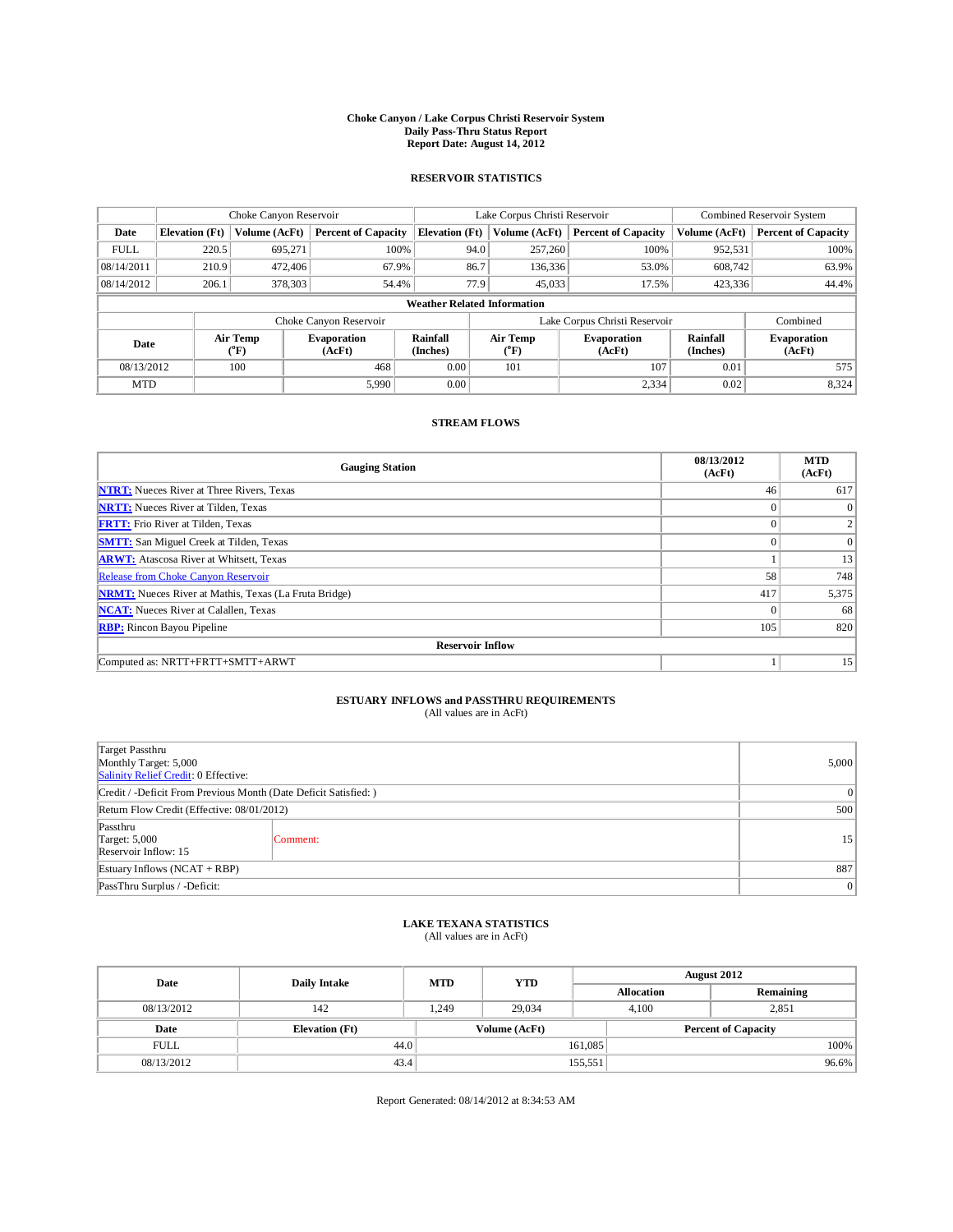# Choke Canyon / Lake Corpus Christi Reservoir System
## Daily Pass-Thru Status Report
### Report Date: August 14, 2012

## RESERVOIR STATISTICS

| | Choke Canyon Reservoir | | | Lake Corpus Christi Reservoir | | | Combined Reservoir System | |
|---|---|---|---|---|---|---|---|---|
| Date | Elevation (Ft) | Volume (AcFt) | Percent of Capacity | Elevation (Ft) | Volume (AcFt) | Percent of Capacity | Volume (AcFt) | Percent of Capacity |
| FULL | 220.5 | 695,271 | 100% | 94.0 | 257,260 | 100% | 952,531 | 100% |
| 08/14/2011 | 210.9 | 472,406 | 67.9% | 86.7 | 136,336 | 53.0% | 608,742 | 63.9% |
| 08/14/2012 | 206.1 | 378,303 | 54.4% | 77.9 | 45,033 | 17.5% | 423,336 | 44.4% |

**Weather Related Information**

| | Choke Canyon Reservoir | | | Lake Corpus Christi Reservoir | | | Combined |
|---|---|---|---|---|---|---|---|
| Date | Air Temp (°F) | Evaporation (AcFt) | Rainfall (Inches) | Air Temp (°F) | Evaporation (AcFt) | Rainfall (Inches) | Evaporation (AcFt) |
| 08/13/2012 | 100 | 468 | 0.00 | 101 | 107 | 0.01 | 575 |
| MTD | | 5,990 | 0.00 | | 2,334 | 0.02 | 8,324 |

## STREAM FLOWS

| Gauging Station | 08/13/2012 (AcFt) | MTD (AcFt) |
|---|---|---|
| NTRT: Nueces River at Three Rivers, Texas | 46 | 617 |
| NRTT: Nueces River at Tilden, Texas | 0 | 0 |
| FRTT: Frio River at Tilden, Texas | 0 | 2 |
| SMTT: San Miguel Creek at Tilden, Texas | 0 | 0 |
| ARWT: Atascosa River at Whitsett, Texas | 1 | 13 |
| Release from Choke Canyon Reservoir | 58 | 748 |
| NRMT: Nueces River at Mathis, Texas (La Fruta Bridge) | 417 | 5,375 |
| NCAT: Nueces River at Calallen, Texas | 0 | 68 |
| RBP: Rincon Bayou Pipeline | 105 | 820 |
| **Reservoir Inflow** | | |
| Computed as: NRTT+FRTT+SMTT+ARWT | 1 | 15 |

## ESTUARY INFLOWS and PASSTHRU REQUIREMENTS
(All values are in AcFt)

| | | |
|---|---|---|
| Target Passthru<br>Monthly Target: 5,000<br>Salinity Relief Credit: 0 Effective: | | 5,000 |
| Credit / -Deficit From Previous Month (Date Deficit Satisfied: ) | | 0 |
| Return Flow Credit (Effective: 08/01/2012) | | 500 |
| Passthru<br>Target: 5,000<br>Reservoir Inflow: 15 | Comment: | 15 |
| Estuary Inflows (NCAT + RBP) | | 887 |
| PassThru Surplus / -Deficit: | | 0 |

## LAKE TEXANA STATISTICS
(All values are in AcFt)

| Date | Daily Intake | MTD | YTD | August 2012 | |
|---|---|---|---|---|---|
| | | | | Allocation | Remaining |
| 08/13/2012 | 142 | 1,249 | 29,034 | 4,100 | 2,851 |

| Date | Elevation (Ft) | Volume (AcFt) | Percent of Capacity |
|---|---|---|---|
| FULL | 44.0 | 161,085 | 100% |
| 08/13/2012 | 43.4 | 155,551 | 96.6% |

Report Generated: 08/14/2012 at 8:34:53 AM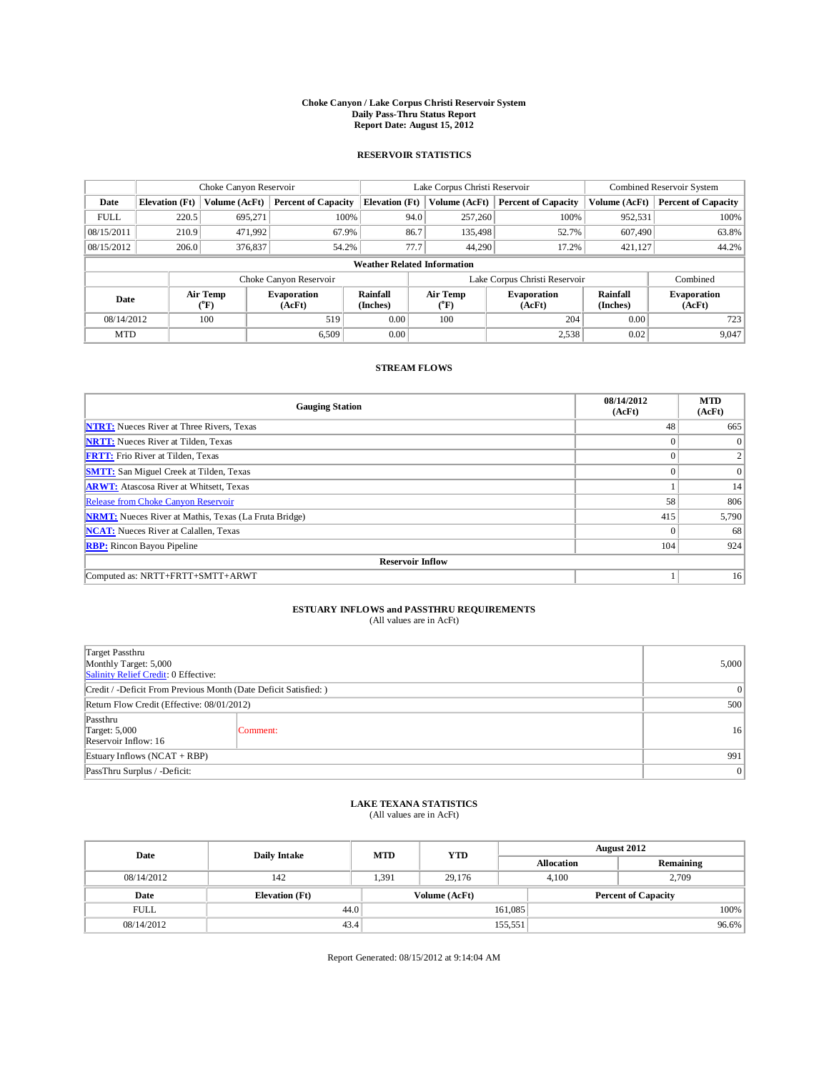**Choke Canyon / Lake Corpus Christi Reservoir System**
**Daily Pass-Thru Status Report**
**Report Date: August 15, 2012**

## RESERVOIR STATISTICS

| | Choke Canyon Reservoir | | | Lake Corpus Christi Reservoir | | | Combined Reservoir System | |
|---|---|---|---|---|---|---|---|---|
| **Date** | **Elevation (Ft)** | **Volume (AcFt)** | **Percent of Capacity** | **Elevation (Ft)** | **Volume (AcFt)** | **Percent of Capacity** | **Volume (AcFt)** | **Percent of Capacity** |
| FULL | 220.5 | 695,271 | 100% | 94.0 | 257,260 | 100% | 952,531 | 100% |
| 08/15/2011 | 210.9 | 471,992 | 67.9% | 86.7 | 135,498 | 52.7% | 607,490 | 63.8% |
| 08/15/2012 | 206.0 | 376,837 | 54.2% | 77.7 | 44,290 | 17.2% | 421,127 | 44.2% |

**Weather Related Information**

| | Choke Canyon Reservoir | | | Lake Corpus Christi Reservoir | | | Combined |
|---|---|---|---|---|---|---|---|
| **Date** | **Air Temp (°F)** | **Evaporation (AcFt)** | **Rainfall (Inches)** | **Air Temp (°F)** | **Evaporation (AcFt)** | **Rainfall (Inches)** | **Evaporation (AcFt)** |
| 08/14/2012 | 100 | 519 | 0.00 | 100 | 204 | 0.00 | 723 |
| MTD | | 6,509 | 0.00 | | 2,538 | 0.02 | 9,047 |

## STREAM FLOWS

| Gauging Station | 08/14/2012 (AcFt) | MTD (AcFt) |
|---|---|---|
| **NTRT:** Nueces River at Three Rivers, Texas | 48 | 665 |
| **NRTT:** Nueces River at Tilden, Texas | 0 | 0 |
| **FRTT:** Frio River at Tilden, Texas | 0 | 2 |
| **SMTT:** San Miguel Creek at Tilden, Texas | 0 | 0 |
| **ARWT:** Atascosa River at Whitsett, Texas | 1 | 14 |
| Release from Choke Canyon Reservoir | 58 | 806 |
| **NRMT:** Nueces River at Mathis, Texas (La Fruta Bridge) | 415 | 5,790 |
| **NCAT:** Nueces River at Calallen, Texas | 0 | 68 |
| **RBP:** Rincon Bayou Pipeline | 104 | 924 |
| **Reservoir Inflow** | | |
| Computed as: NRTT+FRTT+SMTT+ARWT | 1 | 16 |

## ESTUARY INFLOWS and PASSTHRU REQUIREMENTS

(All values are in AcFt)

| | | |
|---|---|---|
| Target Passthru<br>Monthly Target: 5,000<br>Salinity Relief Credit: 0 Effective: | | 5,000 |
| Credit / -Deficit From Previous Month (Date Deficit Satisfied: ) | | 0 |
| Return Flow Credit (Effective: 08/01/2012) | | 500 |
| Passthru<br>Target: 5,000<br>Reservoir Inflow: 16 | Comment: | 16 |
| Estuary Inflows (NCAT + RBP) | | 991 |
| PassThru Surplus / -Deficit: | | 0 |

## LAKE TEXANA STATISTICS

(All values are in AcFt)

| Date | Daily Intake | MTD | YTD | August 2012 Allocation | August 2012 Remaining |
|---|---|---|---|---|---|
| 08/14/2012 | 142 | 1,391 | 29,176 | 4,100 | 2,709 |

| Date | Elevation (Ft) | Volume (AcFt) | Percent of Capacity |
|---|---|---|---|
| FULL | 44.0 | 161,085 | 100% |
| 08/14/2012 | 43.4 | 155,551 | 96.6% |

Report Generated: 08/15/2012 at 9:14:04 AM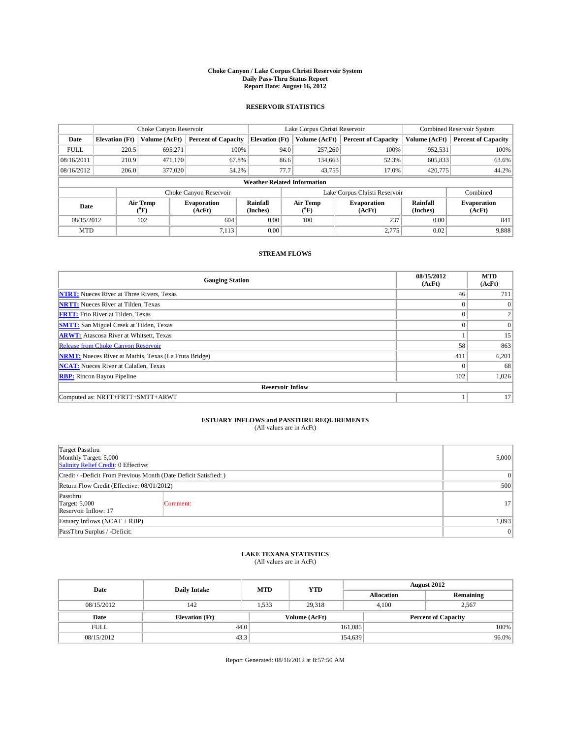# Choke Canyon / Lake Corpus Christi Reservoir System
## Daily Pass-Thru Status Report
### Report Date: August 16, 2012

## RESERVOIR STATISTICS

| | Choke Canyon Reservoir | | | Lake Corpus Christi Reservoir | | | Combined Reservoir System | |
|---|---|---|---|---|---|---|---|---|
| Date | Elevation (Ft) | Volume (AcFt) | Percent of Capacity | Elevation (Ft) | Volume (AcFt) | Percent of Capacity | Volume (AcFt) | Percent of Capacity |
| FULL | 220.5 | 695,271 | 100% | 94.0 | 257,260 | 100% | 952,531 | 100% |
| 08/16/2011 | 210.9 | 471,170 | 67.8% | 86.6 | 134,663 | 52.3% | 605,833 | 63.6% |
| 08/16/2012 | 206.0 | 377,020 | 54.2% | 77.7 | 43,755 | 17.0% | 420,775 | 44.2% |

**Weather Related Information**

| | Choke Canyon Reservoir | | | Lake Corpus Christi Reservoir | | | Combined |
|---|---|---|---|---|---|---|---|
| Date | Air Temp (°F) | Evaporation (AcFt) | Rainfall (Inches) | Air Temp (°F) | Evaporation (AcFt) | Rainfall (Inches) | Evaporation (AcFt) |
| 08/15/2012 | 102 | 604 | 0.00 | 100 | 237 | 0.00 | 841 |
| MTD | | 7,113 | 0.00 | | 2,775 | 0.02 | 9,888 |

## STREAM FLOWS

| Gauging Station | 08/15/2012 (AcFt) | MTD (AcFt) |
|---|---|---|
| **NTRT:** Nueces River at Three Rivers, Texas | 46 | 711 |
| **NRTT:** Nueces River at Tilden, Texas | 0 | 0 |
| **FRTT:** Frio River at Tilden, Texas | 0 | 2 |
| **SMTT:** San Miguel Creek at Tilden, Texas | 0 | 0 |
| **ARWT:** Atascosa River at Whitsett, Texas | 1 | 15 |
| Release from Choke Canyon Reservoir | 58 | 863 |
| **NRMT:** Nueces River at Mathis, Texas (La Fruta Bridge) | 411 | 6,201 |
| **NCAT:** Nueces River at Calallen, Texas | 0 | 68 |
| **RBP:** Rincon Bayou Pipeline | 102 | 1,026 |
| **Reservoir Inflow** | | |
| Computed as: NRTT+FRTT+SMTT+ARWT | 1 | 17 |

## ESTUARY INFLOWS and PASSTHRU REQUIREMENTS
(All values are in AcFt)

| | | |
|---|---|---|
| Target Passthru<br>Monthly Target: 5,000<br>Salinity Relief Credit: 0 Effective: | | 5,000 |
| Credit / -Deficit From Previous Month (Date Deficit Satisfied: ) | | 0 |
| Return Flow Credit (Effective: 08/01/2012) | | 500 |
| Passthru<br>Target: 5,000<br>Reservoir Inflow: 17 | Comment: | 17 |
| Estuary Inflows (NCAT + RBP) | | 1,093 |
| PassThru Surplus / -Deficit: | | 0 |

## LAKE TEXANA STATISTICS
(All values are in AcFt)

| Date | Daily Intake | MTD | YTD | August 2012 Allocation | August 2012 Remaining |
|---|---|---|---|---|---|
| 08/15/2012 | 142 | 1,533 | 29,318 | 4,100 | 2,567 |

| Date | Elevation (Ft) | Volume (AcFt) | Percent of Capacity |
|---|---|---|---|
| FULL | 44.0 | 161,085 | 100% |
| 08/15/2012 | 43.3 | 154,639 | 96.0% |

Report Generated: 08/16/2012 at 8:57:50 AM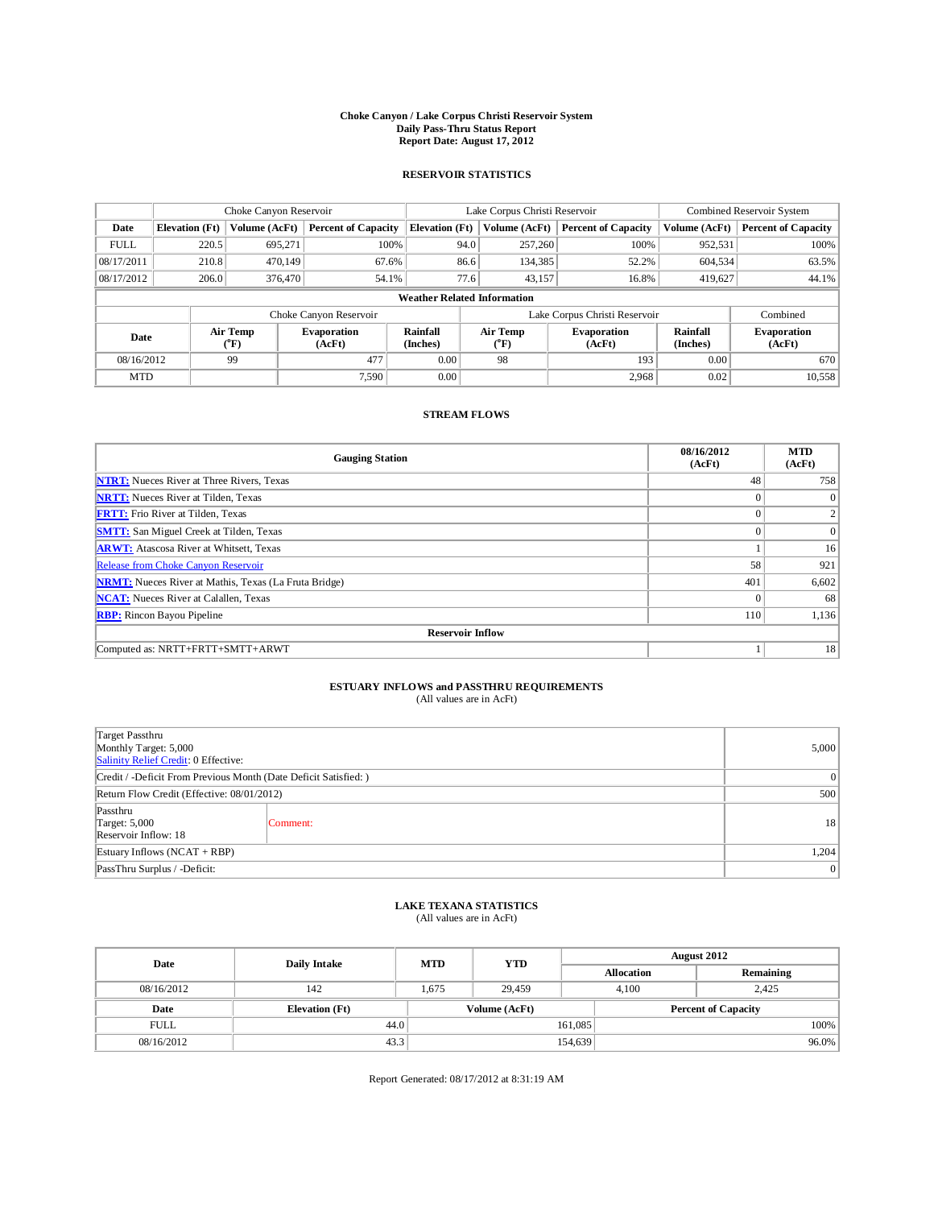# Choke Canyon / Lake Corpus Christi Reservoir System
## Daily Pass-Thru Status Report
## Report Date: August 17, 2012

### RESERVOIR STATISTICS

| | Choke Canyon Reservoir | | | Lake Corpus Christi Reservoir | | | Combined Reservoir System | |
|---|---|---|---|---|---|---|---|---|
| Date | Elevation (Ft) | Volume (AcFt) | Percent of Capacity | Elevation (Ft) | Volume (AcFt) | Percent of Capacity | Volume (AcFt) | Percent of Capacity |
| FULL | 220.5 | 695,271 | 100% | 94.0 | 257,260 | 100% | 952,531 | 100% |
| 08/17/2011 | 210.8 | 470,149 | 67.6% | 86.6 | 134,385 | 52.2% | 604,534 | 63.5% |
| 08/17/2012 | 206.0 | 376,470 | 54.1% | 77.6 | 43,157 | 16.8% | 419,627 | 44.1% |

**Weather Related Information**

| | Choke Canyon Reservoir | | | Lake Corpus Christi Reservoir | | | Combined |
|---|---|---|---|---|---|---|---|
| Date | Air Temp (°F) | Evaporation (AcFt) | Rainfall (Inches) | Air Temp (°F) | Evaporation (AcFt) | Rainfall (Inches) | Evaporation (AcFt) |
| 08/16/2012 | 99 | 477 | 0.00 | 98 | 193 | 0.00 | 670 |
| MTD | | 7,590 | 0.00 | | 2,968 | 0.02 | 10,558 |

### STREAM FLOWS

| Gauging Station | 08/16/2012 (AcFt) | MTD (AcFt) |
|---|---|---|
| NTRT: Nueces River at Three Rivers, Texas | 48 | 758 |
| NRTT: Nueces River at Tilden, Texas | 0 | 0 |
| FRTT: Frio River at Tilden, Texas | 0 | 2 |
| SMTT: San Miguel Creek at Tilden, Texas | 0 | 0 |
| ARWT: Atascosa River at Whitsett, Texas | 1 | 16 |
| Release from Choke Canyon Reservoir | 58 | 921 |
| NRMT: Nueces River at Mathis, Texas (La Fruta Bridge) | 401 | 6,602 |
| NCAT: Nueces River at Calallen, Texas | 0 | 68 |
| RBP: Rincon Bayou Pipeline | 110 | 1,136 |
| **Reservoir Inflow** | | |
| Computed as: NRTT+FRTT+SMTT+ARWT | 1 | 18 |

### ESTUARY INFLOWS and PASSTHRU REQUIREMENTS
(All values are in AcFt)

| | | |
|---|---|---|
| Target Passthru<br>Monthly Target: 5,000<br>Salinity Relief Credit: 0 Effective: | | 5,000 |
| Credit / -Deficit From Previous Month (Date Deficit Satisfied: ) | | 0 |
| Return Flow Credit (Effective: 08/01/2012) | | 500 |
| Passthru<br>Target: 5,000<br>Reservoir Inflow: 18 | Comment: | 18 |
| Estuary Inflows (NCAT + RBP) | | 1,204 |
| PassThru Surplus / -Deficit: | | 0 |

### LAKE TEXANA STATISTICS
(All values are in AcFt)

| Date | Daily Intake | MTD | YTD | August 2012 | |
|---|---|---|---|---|---|
| | | | | Allocation | Remaining |
| 08/16/2012 | 142 | 1,675 | 29,459 | 4,100 | 2,425 |

| Date | Elevation (Ft) | Volume (AcFt) | Percent of Capacity |
|---|---|---|---|
| FULL | 44.0 | 161,085 | 100% |
| 08/16/2012 | 43.3 | 154,639 | 96.0% |

Report Generated: 08/17/2012 at 8:31:19 AM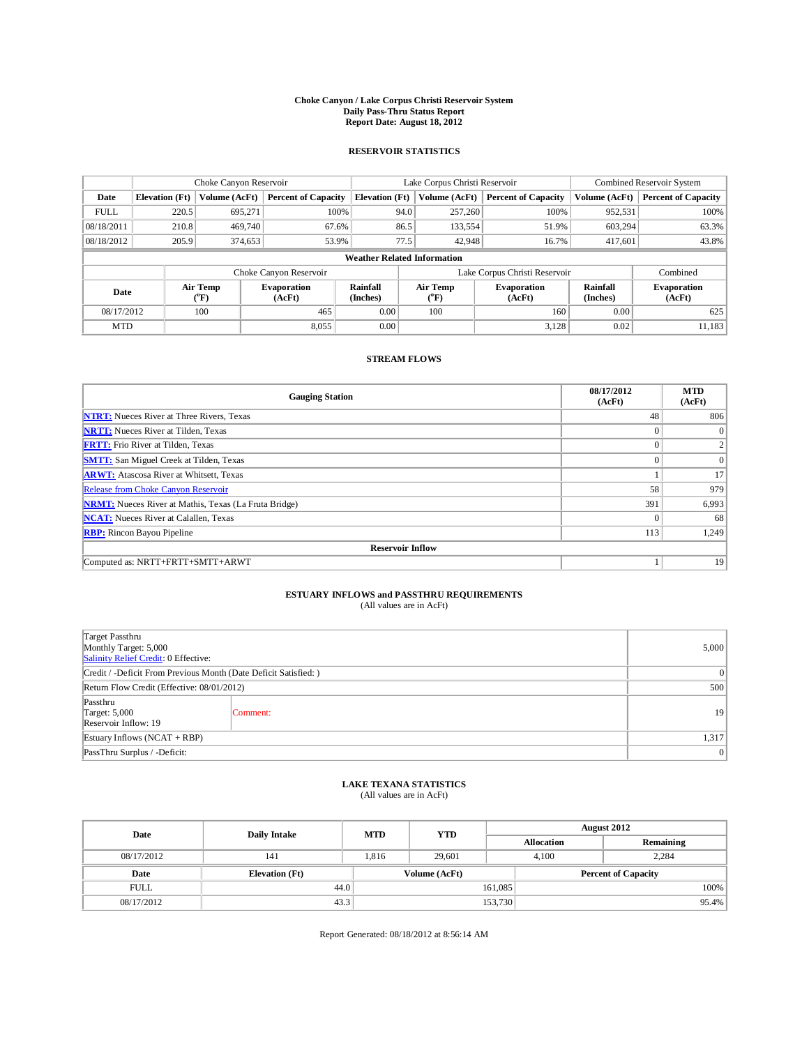# Choke Canyon / Lake Corpus Christi Reservoir System
## Daily Pass-Thru Status Report
### Report Date: August 18, 2012

## RESERVOIR STATISTICS

| | Choke Canyon Reservoir | | | Lake Corpus Christi Reservoir | | | Combined Reservoir System | |
|---|---|---|---|---|---|---|---|---|
| Date | Elevation (Ft) | Volume (AcFt) | Percent of Capacity | Elevation (Ft) | Volume (AcFt) | Percent of Capacity | Volume (AcFt) | Percent of Capacity |
| FULL | 220.5 | 695,271 | 100% | 94.0 | 257,260 | 100% | 952,531 | 100% |
| 08/18/2011 | 210.8 | 469,740 | 67.6% | 86.5 | 133,554 | 51.9% | 603,294 | 63.3% |
| 08/18/2012 | 205.9 | 374,653 | 53.9% | 77.5 | 42,948 | 16.7% | 417,601 | 43.8% |

**Weather Related Information**

| | Choke Canyon Reservoir | | | Lake Corpus Christi Reservoir | | | Combined |
|---|---|---|---|---|---|---|---|
| Date | Air Temp (°F) | Evaporation (AcFt) | Rainfall (Inches) | Air Temp (°F) | Evaporation (AcFt) | Rainfall (Inches) | Evaporation (AcFt) |
| 08/17/2012 | 100 | 465 | 0.00 | 100 | 160 | 0.00 | 625 |
| MTD | | 8,055 | 0.00 | | 3,128 | 0.02 | 11,183 |

## STREAM FLOWS

| Gauging Station | 08/17/2012 (AcFt) | MTD (AcFt) |
|---|---|---|
| NTRT: Nueces River at Three Rivers, Texas | 48 | 806 |
| NRTT: Nueces River at Tilden, Texas | 0 | 0 |
| FRTT: Frio River at Tilden, Texas | 0 | 2 |
| SMTT: San Miguel Creek at Tilden, Texas | 0 | 0 |
| ARWT: Atascosa River at Whitsett, Texas | 1 | 17 |
| Release from Choke Canyon Reservoir | 58 | 979 |
| NRMT: Nueces River at Mathis, Texas (La Fruta Bridge) | 391 | 6,993 |
| NCAT: Nueces River at Calallen, Texas | 0 | 68 |
| RBP: Rincon Bayou Pipeline | 113 | 1,249 |
| **Reservoir Inflow** | | |
| Computed as: NRTT+FRTT+SMTT+ARWT | 1 | 19 |

## ESTUARY INFLOWS and PASSTHRU REQUIREMENTS
(All values are in AcFt)

| | | |
|---|---|---|
| Target Passthru<br>Monthly Target: 5,000<br>Salinity Relief Credit: 0 Effective: | | 5,000 |
| Credit / -Deficit From Previous Month (Date Deficit Satisfied: ) | | 0 |
| Return Flow Credit (Effective: 08/01/2012) | | 500 |
| Passthru<br>Target: 5,000<br>Reservoir Inflow: 19 | Comment: | 19 |
| Estuary Inflows (NCAT + RBP) | | 1,317 |
| PassThru Surplus / -Deficit: | | 0 |

## LAKE TEXANA STATISTICS
(All values are in AcFt)

| Date | Daily Intake | MTD | YTD | August 2012 Allocation | August 2012 Remaining |
|---|---|---|---|---|---|
| 08/17/2012 | 141 | 1,816 | 29,601 | 4,100 | 2,284 |

| Date | Elevation (Ft) | Volume (AcFt) | Percent of Capacity |
|---|---|---|---|
| FULL | 44.0 | 161,085 | 100% |
| 08/17/2012 | 43.3 | 153,730 | 95.4% |

Report Generated: 08/18/2012 at 8:56:14 AM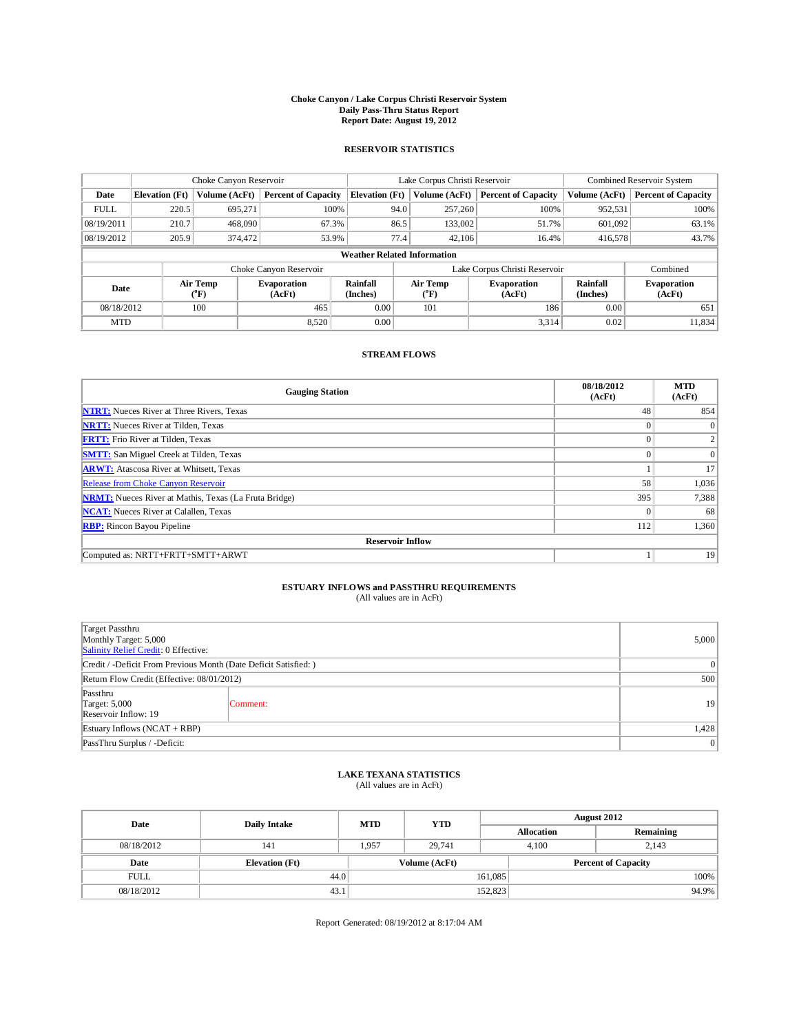# Choke Canyon / Lake Corpus Christi Reservoir System
## Daily Pass-Thru Status Report
## Report Date: August 19, 2012

### RESERVOIR STATISTICS

| | Choke Canyon Reservoir | | | Lake Corpus Christi Reservoir | | | Combined Reservoir System | |
|---|---|---|---|---|---|---|---|---|
| Date | Elevation (Ft) | Volume (AcFt) | Percent of Capacity | Elevation (Ft) | Volume (AcFt) | Percent of Capacity | Volume (AcFt) | Percent of Capacity |
| FULL | 220.5 | 695,271 | 100% | 94.0 | 257,260 | 100% | 952,531 | 100% |
| 08/19/2011 | 210.7 | 468,090 | 67.3% | 86.5 | 133,002 | 51.7% | 601,092 | 63.1% |
| 08/19/2012 | 205.9 | 374,472 | 53.9% | 77.4 | 42,106 | 16.4% | 416,578 | 43.7% |

**Weather Related Information**

| | Choke Canyon Reservoir | | | Lake Corpus Christi Reservoir | | | Combined |
|---|---|---|---|---|---|---|---|
| Date | Air Temp (°F) | Evaporation (AcFt) | Rainfall (Inches) | Air Temp (°F) | Evaporation (AcFt) | Rainfall (Inches) | Evaporation (AcFt) |
| 08/18/2012 | 100 | 465 | 0.00 | 101 | 186 | 0.00 | 651 |
| MTD | | 8,520 | 0.00 | | 3,314 | 0.02 | 11,834 |

### STREAM FLOWS

| Gauging Station | 08/18/2012 (AcFt) | MTD (AcFt) |
|---|---|---|
| NTRT: Nueces River at Three Rivers, Texas | 48 | 854 |
| NRTT: Nueces River at Tilden, Texas | 0 | 0 |
| FRTT: Frio River at Tilden, Texas | 0 | 2 |
| SMTT: San Miguel Creek at Tilden, Texas | 0 | 0 |
| ARWT: Atascosa River at Whitsett, Texas | 1 | 17 |
| Release from Choke Canyon Reservoir | 58 | 1,036 |
| NRMT: Nueces River at Mathis, Texas (La Fruta Bridge) | 395 | 7,388 |
| NCAT: Nueces River at Calallen, Texas | 0 | 68 |
| RBP: Rincon Bayou Pipeline | 112 | 1,360 |
| **Reservoir Inflow** | | |
| Computed as: NRTT+FRTT+SMTT+ARWT | 1 | 19 |

### ESTUARY INFLOWS and PASSTHRU REQUIREMENTS
(All values are in AcFt)

| | | |
|---|---|---|
| Target Passthru<br>Monthly Target: 5,000<br>Salinity Relief Credit: 0 Effective: | | 5,000 |
| Credit / -Deficit From Previous Month (Date Deficit Satisfied: ) | | 0 |
| Return Flow Credit (Effective: 08/01/2012) | | 500 |
| Passthru<br>Target: 5,000<br>Reservoir Inflow: 19 | Comment: | 19 |
| Estuary Inflows (NCAT + RBP) | | 1,428 |
| PassThru Surplus / -Deficit: | | 0 |

### LAKE TEXANA STATISTICS
(All values are in AcFt)

| Date | Daily Intake | MTD | YTD | August 2012 | |
|---|---|---|---|---|---|
| | | | | Allocation | Remaining |
| 08/18/2012 | 141 | 1,957 | 29,741 | 4,100 | 2,143 |

| Date | Elevation (Ft) | Volume (AcFt) | Percent of Capacity |
|---|---|---|---|
| FULL | 44.0 | 161,085 | 100% |
| 08/18/2012 | 43.1 | 152,823 | 94.9% |

Report Generated: 08/19/2012 at 8:17:04 AM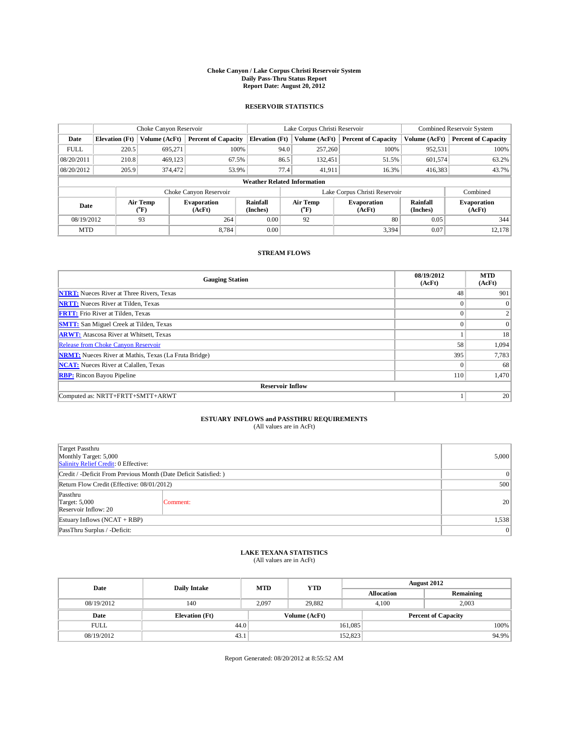# Choke Canyon / Lake Corpus Christi Reservoir System
## Daily Pass-Thru Status Report
### Report Date: August 20, 2012

## RESERVOIR STATISTICS

| | Choke Canyon Reservoir | | | Lake Corpus Christi Reservoir | | | Combined Reservoir System | |
|---|---|---|---|---|---|---|---|---|
| Date | Elevation (Ft) | Volume (AcFt) | Percent of Capacity | Elevation (Ft) | Volume (AcFt) | Percent of Capacity | Volume (AcFt) | Percent of Capacity |
| FULL | 220.5 | 695,271 | 100% | 94.0 | 257,260 | 100% | 952,531 | 100% |
| 08/20/2011 | 210.8 | 469,123 | 67.5% | 86.5 | 132,451 | 51.5% | 601,574 | 63.2% |
| 08/20/2012 | 205.9 | 374,472 | 53.9% | 77.4 | 41,911 | 16.3% | 416,383 | 43.7% |

**Weather Related Information**

| | Choke Canyon Reservoir | | | Lake Corpus Christi Reservoir | | | Combined |
|---|---|---|---|---|---|---|---|
| Date | Air Temp (°F) | Evaporation (AcFt) | Rainfall (Inches) | Air Temp (°F) | Evaporation (AcFt) | Rainfall (Inches) | Evaporation (AcFt) |
| 08/19/2012 | 93 | 264 | 0.00 | 92 | 80 | 0.05 | 344 |
| MTD | | 8,784 | 0.00 | | 3,394 | 0.07 | 12,178 |

## STREAM FLOWS

| Gauging Station | 08/19/2012 (AcFt) | MTD (AcFt) |
|---|---|---|
| **NTRT:** Nueces River at Three Rivers, Texas | 48 | 901 |
| **NRTT:** Nueces River at Tilden, Texas | 0 | 0 |
| **FRTT:** Frio River at Tilden, Texas | 0 | 2 |
| **SMTT:** San Miguel Creek at Tilden, Texas | 0 | 0 |
| **ARWT:** Atascosa River at Whitsett, Texas | 1 | 18 |
| Release from Choke Canyon Reservoir | 58 | 1,094 |
| **NRMT:** Nueces River at Mathis, Texas (La Fruta Bridge) | 395 | 7,783 |
| **NCAT:** Nueces River at Calallen, Texas | 0 | 68 |
| **RBP:** Rincon Bayou Pipeline | 110 | 1,470 |
| **Reservoir Inflow** | | |
| Computed as: NRTT+FRTT+SMTT+ARWT | 1 | 20 |

## ESTUARY INFLOWS and PASSTHRU REQUIREMENTS
(All values are in AcFt)

| | | |
|---|---|---|
| Target Passthru<br>Monthly Target: 5,000<br>Salinity Relief Credit: 0 Effective: | | 5,000 |
| Credit / -Deficit From Previous Month (Date Deficit Satisfied: ) | | 0 |
| Return Flow Credit (Effective: 08/01/2012) | | 500 |
| Passthru<br>Target: 5,000<br>Reservoir Inflow: 20 | Comment: | 20 |
| Estuary Inflows (NCAT + RBP) | | 1,538 |
| PassThru Surplus / -Deficit: | | 0 |

## LAKE TEXANA STATISTICS
(All values are in AcFt)

| Date | Daily Intake | MTD | YTD | August 2012 Allocation | August 2012 Remaining |
|---|---|---|---|---|---|
| 08/19/2012 | 140 | 2,097 | 29,882 | 4,100 | 2,003 |

| Date | Elevation (Ft) | Volume (AcFt) | Percent of Capacity |
|---|---|---|---|
| FULL | 44.0 | 161,085 | 100% |
| 08/19/2012 | 43.1 | 152,823 | 94.9% |

Report Generated: 08/20/2012 at 8:55:52 AM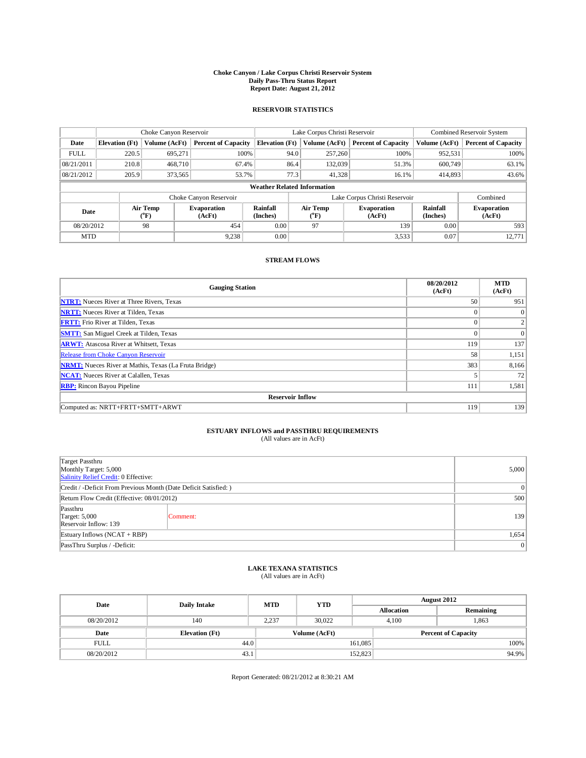**Choke Canyon / Lake Corpus Christi Reservoir System**
**Daily Pass-Thru Status Report**
**Report Date: August 21, 2012**

## RESERVOIR STATISTICS

| | Choke Canyon Reservoir | | | Lake Corpus Christi Reservoir | | | Combined Reservoir System | |
|---|---|---|---|---|---|---|---|---|
| Date | Elevation (Ft) | Volume (AcFt) | Percent of Capacity | Elevation (Ft) | Volume (AcFt) | Percent of Capacity | Volume (AcFt) | Percent of Capacity |
| FULL | 220.5 | 695,271 | 100% | 94.0 | 257,260 | 100% | 952,531 | 100% |
| 08/21/2011 | 210.8 | 468,710 | 67.4% | 86.4 | 132,039 | 51.3% | 600,749 | 63.1% |
| 08/21/2012 | 205.9 | 373,565 | 53.7% | 77.3 | 41,328 | 16.1% | 414,893 | 43.6% |

**Weather Related Information**

| | Choke Canyon Reservoir | | | Lake Corpus Christi Reservoir | | | Combined |
|---|---|---|---|---|---|---|---|
| Date | Air Temp (°F) | Evaporation (AcFt) | Rainfall (Inches) | Air Temp (°F) | Evaporation (AcFt) | Rainfall (Inches) | Evaporation (AcFt) |
| 08/20/2012 | 98 | 454 | 0.00 | 97 | 139 | 0.00 | 593 |
| MTD | | 9,238 | 0.00 | | 3,533 | 0.07 | 12,771 |

## STREAM FLOWS

| Gauging Station | 08/20/2012 (AcFt) | MTD (AcFt) |
|---|---|---|
| NTRT: Nueces River at Three Rivers, Texas | 50 | 951 |
| NRTT: Nueces River at Tilden, Texas | 0 | 0 |
| FRTT: Frio River at Tilden, Texas | 0 | 2 |
| SMTT: San Miguel Creek at Tilden, Texas | 0 | 0 |
| ARWT: Atascosa River at Whitsett, Texas | 119 | 137 |
| Release from Choke Canyon Reservoir | 58 | 1,151 |
| NRMT: Nueces River at Mathis, Texas (La Fruta Bridge) | 383 | 8,166 |
| NCAT: Nueces River at Calallen, Texas | 5 | 72 |
| RBP: Rincon Bayou Pipeline | 111 | 1,581 |
| **Reservoir Inflow** | | |
| Computed as: NRTT+FRTT+SMTT+ARWT | 119 | 139 |

## ESTUARY INFLOWS and PASSTHRU REQUIREMENTS

(All values are in AcFt)

| | | |
|---|---|---|
| Target Passthru<br>Monthly Target: 5,000<br>Salinity Relief Credit: 0 Effective: | | 5,000 |
| Credit / -Deficit From Previous Month (Date Deficit Satisfied: ) | | 0 |
| Return Flow Credit (Effective: 08/01/2012) | | 500 |
| Passthru<br>Target: 5,000<br>Reservoir Inflow: 139 | Comment: | 139 |
| Estuary Inflows (NCAT + RBP) | | 1,654 |
| PassThru Surplus / -Deficit: | | 0 |

## LAKE TEXANA STATISTICS

(All values are in AcFt)

| Date | Daily Intake | MTD | YTD | August 2012 Allocation | August 2012 Remaining |
|---|---|---|---|---|---|
| 08/20/2012 | 140 | 2,237 | 30,022 | 4,100 | 1,863 |

| Date | Elevation (Ft) | Volume (AcFt) | Percent of Capacity |
|---|---|---|---|
| FULL | 44.0 | 161,085 | 100% |
| 08/20/2012 | 43.1 | 152,823 | 94.9% |

Report Generated: 08/21/2012 at 8:30:21 AM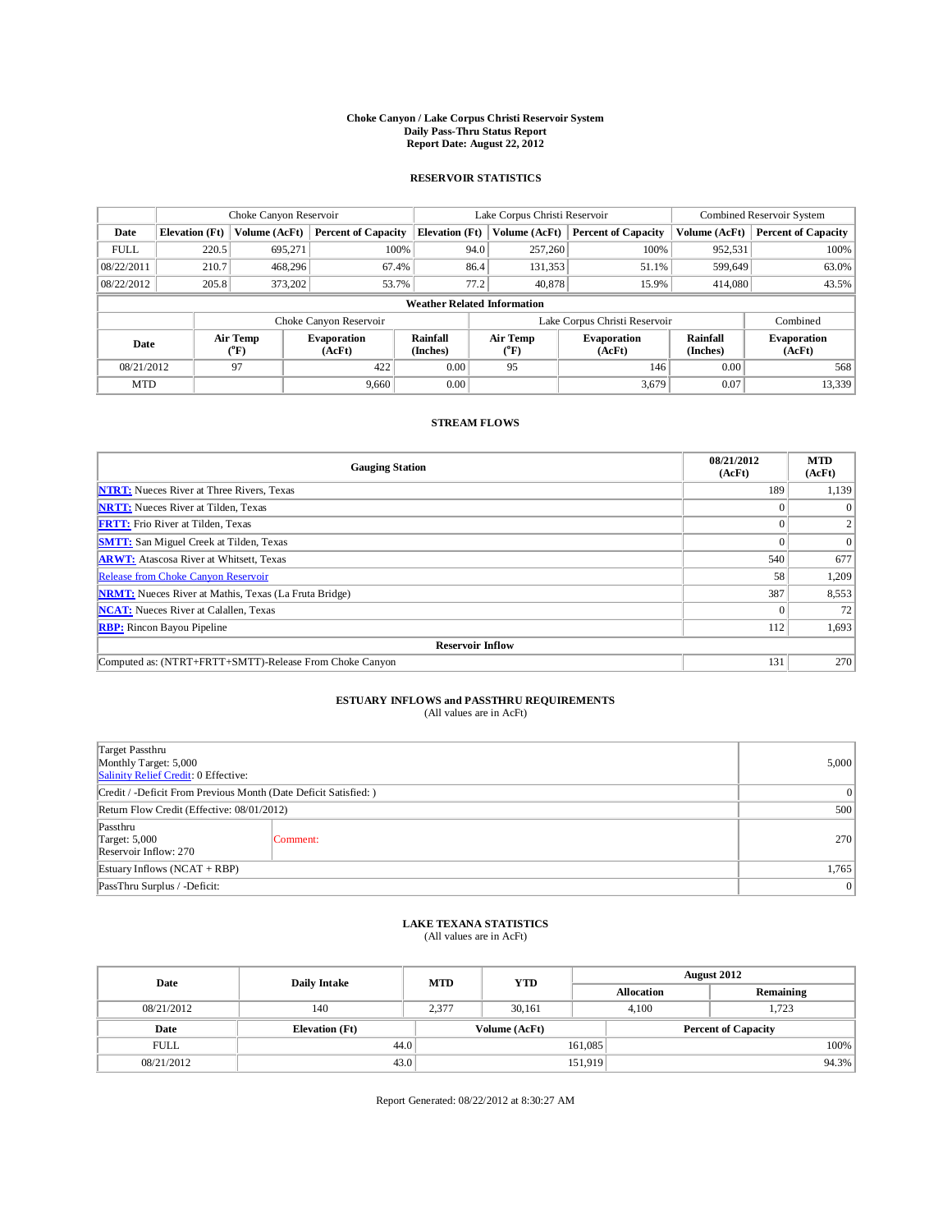# Choke Canyon / Lake Corpus Christi Reservoir System
## Daily Pass-Thru Status Report
### Report Date: August 22, 2012

## RESERVOIR STATISTICS

| | Choke Canyon Reservoir | | | Lake Corpus Christi Reservoir | | | Combined Reservoir System | |
|---|---|---|---|---|---|---|---|---|
| Date | Elevation (Ft) | Volume (AcFt) | Percent of Capacity | Elevation (Ft) | Volume (AcFt) | Percent of Capacity | Volume (AcFt) | Percent of Capacity |
| FULL | 220.5 | 695,271 | 100% | 94.0 | 257,260 | 100% | 952,531 | 100% |
| 08/22/2011 | 210.7 | 468,296 | 67.4% | 86.4 | 131,353 | 51.1% | 599,649 | 63.0% |
| 08/22/2012 | 205.8 | 373,202 | 53.7% | 77.2 | 40,878 | 15.9% | 414,080 | 43.5% |

**Weather Related Information**

| | Choke Canyon Reservoir | | | Lake Corpus Christi Reservoir | | | Combined |
|---|---|---|---|---|---|---|---|
| Date | Air Temp (°F) | Evaporation (AcFt) | Rainfall (Inches) | Air Temp (°F) | Evaporation (AcFt) | Rainfall (Inches) | Evaporation (AcFt) |
| 08/21/2012 | 97 | 422 | 0.00 | 95 | 146 | 0.00 | 568 |
| MTD | | 9,660 | 0.00 | | 3,679 | 0.07 | 13,339 |

## STREAM FLOWS

| Gauging Station | 08/21/2012 (AcFt) | MTD (AcFt) |
|---|---|---|
| NTRT: Nueces River at Three Rivers, Texas | 189 | 1,139 |
| NRTT: Nueces River at Tilden, Texas | 0 | 0 |
| FRTT: Frio River at Tilden, Texas | 0 | 2 |
| SMTT: San Miguel Creek at Tilden, Texas | 0 | 0 |
| ARWT: Atascosa River at Whitsett, Texas | 540 | 677 |
| Release from Choke Canyon Reservoir | 58 | 1,209 |
| NRMT: Nueces River at Mathis, Texas (La Fruta Bridge) | 387 | 8,553 |
| NCAT: Nueces River at Calallen, Texas | 0 | 72 |
| RBP: Rincon Bayou Pipeline | 112 | 1,693 |
| **Reservoir Inflow** | | |
| Computed as: (NTRT+FRTT+SMTT)-Release From Choke Canyon | 131 | 270 |

## ESTUARY INFLOWS and PASSTHRU REQUIREMENTS
(All values are in AcFt)

| | | |
|---|---|---|
| Target Passthru<br>Monthly Target: 5,000<br>Salinity Relief Credit: 0 Effective: | | 5,000 |
| Credit / -Deficit From Previous Month (Date Deficit Satisfied: ) | | 0 |
| Return Flow Credit (Effective: 08/01/2012) | | 500 |
| Passthru<br>Target: 5,000<br>Reservoir Inflow: 270 | Comment: | 270 |
| Estuary Inflows (NCAT + RBP) | | 1,765 |
| PassThru Surplus / -Deficit: | | 0 |

## LAKE TEXANA STATISTICS
(All values are in AcFt)

| Date | Daily Intake | MTD | YTD | August 2012 Allocation | August 2012 Remaining |
|---|---|---|---|---|---|
| 08/21/2012 | 140 | 2,377 | 30,161 | 4,100 | 1,723 |

| Date | Elevation (Ft) | Volume (AcFt) | Percent of Capacity |
|---|---|---|---|
| FULL | 44.0 | 161,085 | 100% |
| 08/21/2012 | 43.0 | 151,919 | 94.3% |

Report Generated: 08/22/2012 at 8:30:27 AM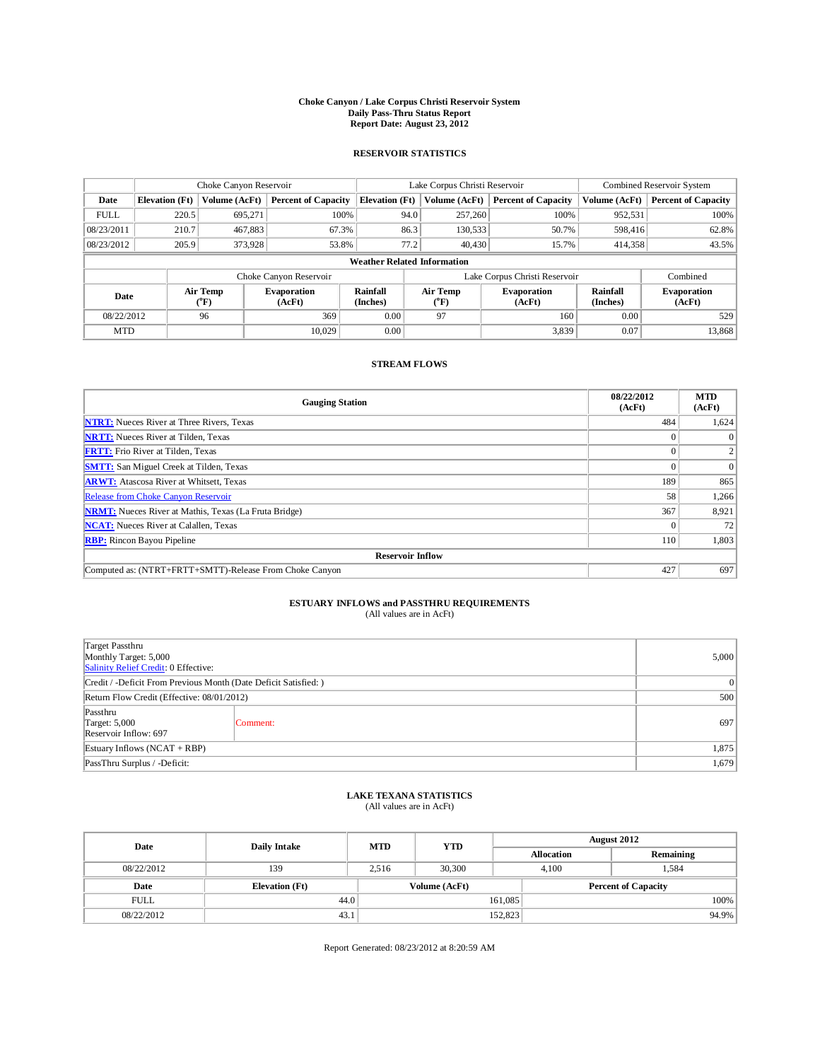# Choke Canyon / Lake Corpus Christi Reservoir System
## Daily Pass-Thru Status Report
### Report Date: August 23, 2012

## RESERVOIR STATISTICS

| | Choke Canyon Reservoir | | | Lake Corpus Christi Reservoir | | | Combined Reservoir System | |
|---|---|---|---|---|---|---|---|---|
| Date | Elevation (Ft) | Volume (AcFt) | Percent of Capacity | Elevation (Ft) | Volume (AcFt) | Percent of Capacity | Volume (AcFt) | Percent of Capacity |
| FULL | 220.5 | 695,271 | 100% | 94.0 | 257,260 | 100% | 952,531 | 100% |
| 08/23/2011 | 210.7 | 467,883 | 67.3% | 86.3 | 130,533 | 50.7% | 598,416 | 62.8% |
| 08/23/2012 | 205.9 | 373,928 | 53.8% | 77.2 | 40,430 | 15.7% | 414,358 | 43.5% |

**Weather Related Information**

| | Choke Canyon Reservoir | | | Lake Corpus Christi Reservoir | | | Combined |
|---|---|---|---|---|---|---|---|
| Date | Air Temp (°F) | Evaporation (AcFt) | Rainfall (Inches) | Air Temp (°F) | Evaporation (AcFt) | Rainfall (Inches) | Evaporation (AcFt) |
| 08/22/2012 | 96 | 369 | 0.00 | 97 | 160 | 0.00 | 529 |
| MTD | | 10,029 | 0.00 | | 3,839 | 0.07 | 13,868 |

## STREAM FLOWS

| Gauging Station | 08/22/2012 (AcFt) | MTD (AcFt) |
|---|---|---|
| NTRT: Nueces River at Three Rivers, Texas | 484 | 1,624 |
| NRTT: Nueces River at Tilden, Texas | 0 | 0 |
| FRTT: Frio River at Tilden, Texas | 0 | 2 |
| SMTT: San Miguel Creek at Tilden, Texas | 0 | 0 |
| ARWT: Atascosa River at Whitsett, Texas | 189 | 865 |
| Release from Choke Canyon Reservoir | 58 | 1,266 |
| NRMT: Nueces River at Mathis, Texas (La Fruta Bridge) | 367 | 8,921 |
| NCAT: Nueces River at Calallen, Texas | 0 | 72 |
| RBP: Rincon Bayou Pipeline | 110 | 1,803 |
| **Reservoir Inflow** | | |
| Computed as: (NTRT+FRTT+SMTT)-Release From Choke Canyon | 427 | 697 |

## ESTUARY INFLOWS and PASSTHRU REQUIREMENTS
(All values are in AcFt)

| | | |
|---|---|---|
| Target Passthru<br>Monthly Target: 5,000<br>Salinity Relief Credit: 0 Effective: | | 5,000 |
| Credit / -Deficit From Previous Month (Date Deficit Satisfied: ) | | 0 |
| Return Flow Credit (Effective: 08/01/2012) | | 500 |
| Passthru<br>Target: 5,000<br>Reservoir Inflow: 697 | Comment: | 697 |
| Estuary Inflows (NCAT + RBP) | | 1,875 |
| PassThru Surplus / -Deficit: | | 1,679 |

## LAKE TEXANA STATISTICS
(All values are in AcFt)

| Date | Daily Intake | MTD | YTD | August 2012 Allocation | August 2012 Remaining |
|---|---|---|---|---|---|
| 08/22/2012 | 139 | 2,516 | 30,300 | 4,100 | 1,584 |

| Date | Elevation (Ft) | Volume (AcFt) | Percent of Capacity |
|---|---|---|---|
| FULL | 44.0 | 161,085 | 100% |
| 08/22/2012 | 43.1 | 152,823 | 94.9% |

Report Generated: 08/23/2012 at 8:20:59 AM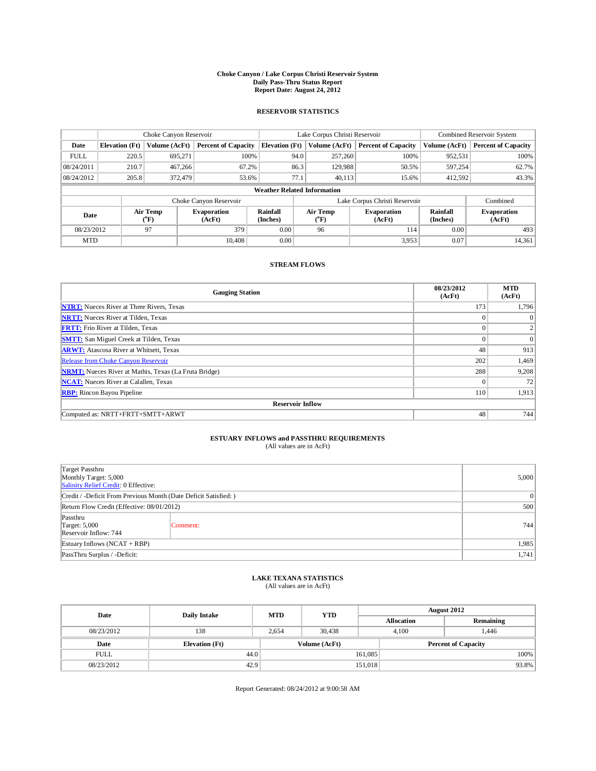# Choke Canyon / Lake Corpus Christi Reservoir System
## Daily Pass-Thru Status Report
### Report Date: August 24, 2012

## RESERVOIR STATISTICS

| | Choke Canyon Reservoir | | | Lake Corpus Christi Reservoir | | | Combined Reservoir System | |
|---|---|---|---|---|---|---|---|---|
| **Date** | **Elevation (Ft)** | **Volume (AcFt)** | **Percent of Capacity** | **Elevation (Ft)** | **Volume (AcFt)** | **Percent of Capacity** | **Volume (AcFt)** | **Percent of Capacity** |
| FULL | 220.5 | 695,271 | 100% | 94.0 | 257,260 | 100% | 952,531 | 100% |
| 08/24/2011 | 210.7 | 467,266 | 67.2% | 86.3 | 129,988 | 50.5% | 597,254 | 62.7% |
| 08/24/2012 | 205.8 | 372,479 | 53.6% | 77.1 | 40,113 | 15.6% | 412,592 | 43.3% |

**Weather Related Information**

| | Choke Canyon Reservoir | | | Lake Corpus Christi Reservoir | | | Combined |
|---|---|---|---|---|---|---|---|
| **Date** | **Air Temp (°F)** | **Evaporation (AcFt)** | **Rainfall (Inches)** | **Air Temp (°F)** | **Evaporation (AcFt)** | **Rainfall (Inches)** | **Evaporation (AcFt)** |
| 08/23/2012 | 97 | 379 | 0.00 | 96 | 114 | 0.00 | 493 |
| MTD | | 10,408 | 0.00 | | 3,953 | 0.07 | 14,361 |

## STREAM FLOWS

| Gauging Station | 08/23/2012 (AcFt) | MTD (AcFt) |
|---|---|---|
| **NTRT:** Nueces River at Three Rivers, Texas | 173 | 1,796 |
| **NRTT:** Nueces River at Tilden, Texas | 0 | 0 |
| **FRTT:** Frio River at Tilden, Texas | 0 | 2 |
| **SMTT:** San Miguel Creek at Tilden, Texas | 0 | 0 |
| **ARWT:** Atascosa River at Whitsett, Texas | 48 | 913 |
| Release from Choke Canyon Reservoir | 202 | 1,469 |
| **NRMT:** Nueces River at Mathis, Texas (La Fruta Bridge) | 288 | 9,208 |
| **NCAT:** Nueces River at Calallen, Texas | 0 | 72 |
| **RBP:** Rincon Bayou Pipeline | 110 | 1,913 |
| **Reservoir Inflow** | | |
| Computed as: NRTT+FRTT+SMTT+ARWT | 48 | 744 |

## ESTUARY INFLOWS and PASSTHRU REQUIREMENTS
(All values are in AcFt)

| | |
|---|---|
| Target Passthru<br>Monthly Target: 5,000<br>Salinity Relief Credit: 0 Effective: | 5,000 |
| Credit / -Deficit From Previous Month (Date Deficit Satisfied: ) | 0 |
| Return Flow Credit (Effective: 08/01/2012) | 500 |
| Passthru<br>Target: 5,000<br>Reservoir Inflow: 744 — Comment: | 744 |
| Estuary Inflows (NCAT + RBP) | 1,985 |
| PassThru Surplus / -Deficit: | 1,741 |

## LAKE TEXANA STATISTICS
(All values are in AcFt)

| Date | Daily Intake | MTD | YTD | August 2012 Allocation | August 2012 Remaining |
|---|---|---|---|---|---|
| 08/23/2012 | 138 | 2,654 | 30,438 | 4,100 | 1,446 |

| Date | Elevation (Ft) | Volume (AcFt) | Percent of Capacity |
|---|---|---|---|
| FULL | 44.0 | 161,085 | 100% |
| 08/23/2012 | 42.9 | 151,018 | 93.8% |

Report Generated: 08/24/2012 at 9:00:58 AM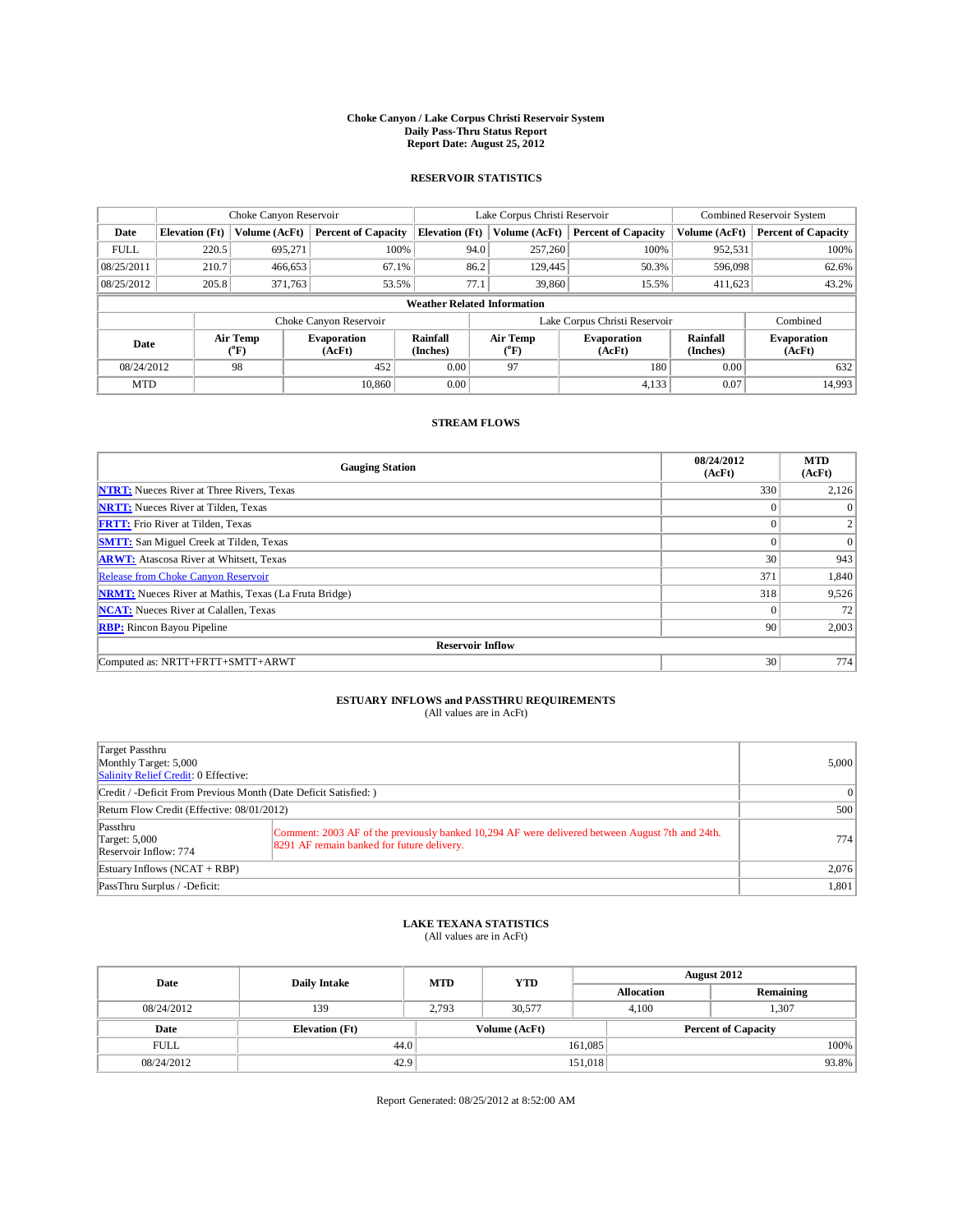# Choke Canyon / Lake Corpus Christi Reservoir System
## Daily Pass-Thru Status Report
### Report Date: August 25, 2012

## RESERVOIR STATISTICS

| | Choke Canyon Reservoir | | | Lake Corpus Christi Reservoir | | | Combined Reservoir System | |
|---|---|---|---|---|---|---|---|---|
| Date | Elevation (Ft) | Volume (AcFt) | Percent of Capacity | Elevation (Ft) | Volume (AcFt) | Percent of Capacity | Volume (AcFt) | Percent of Capacity |
| FULL | 220.5 | 695,271 | 100% | 94.0 | 257,260 | 100% | 952,531 | 100% |
| 08/25/2011 | 210.7 | 466,653 | 67.1% | 86.2 | 129,445 | 50.3% | 596,098 | 62.6% |
| 08/25/2012 | 205.8 | 371,763 | 53.5% | 77.1 | 39,860 | 15.5% | 411,623 | 43.2% |

**Weather Related Information**

| | Choke Canyon Reservoir | | | Lake Corpus Christi Reservoir | | | Combined |
|---|---|---|---|---|---|---|---|
| Date | Air Temp (°F) | Evaporation (AcFt) | Rainfall (Inches) | Air Temp (°F) | Evaporation (AcFt) | Rainfall (Inches) | Evaporation (AcFt) |
| 08/24/2012 | 98 | 452 | 0.00 | 97 | 180 | 0.00 | 632 |
| MTD | | 10,860 | 0.00 | | 4,133 | 0.07 | 14,993 |

## STREAM FLOWS

| Gauging Station | 08/24/2012 (AcFt) | MTD (AcFt) |
|---|---|---|
| **NTRT:** Nueces River at Three Rivers, Texas | 330 | 2,126 |
| **NRTT:** Nueces River at Tilden, Texas | 0 | 0 |
| **FRTT:** Frio River at Tilden, Texas | 0 | 2 |
| **SMTT:** San Miguel Creek at Tilden, Texas | 0 | 0 |
| **ARWT:** Atascosa River at Whitsett, Texas | 30 | 943 |
| Release from Choke Canyon Reservoir | 371 | 1,840 |
| **NRMT:** Nueces River at Mathis, Texas (La Fruta Bridge) | 318 | 9,526 |
| **NCAT:** Nueces River at Calallen, Texas | 0 | 72 |
| **RBP:** Rincon Bayou Pipeline | 90 | 2,003 |
| **Reservoir Inflow** | | |
| Computed as: NRTT+FRTT+SMTT+ARWT | 30 | 774 |

## ESTUARY INFLOWS and PASSTHRU REQUIREMENTS
(All values are in AcFt)

| | | |
|---|---|---|
| Target Passthru<br>Monthly Target: 5,000<br>Salinity Relief Credit: 0 Effective: | | 5,000 |
| Credit / -Deficit From Previous Month (Date Deficit Satisfied: ) | | 0 |
| Return Flow Credit (Effective: 08/01/2012) | | 500 |
| Passthru<br>Target: 5,000<br>Reservoir Inflow: 774 | Comment: 2003 AF of the previously banked 10,294 AF were delivered between August 7th and 24th. 8291 AF remain banked for future delivery. | 774 |
| Estuary Inflows (NCAT + RBP) | | 2,076 |
| PassThru Surplus / -Deficit: | | 1,801 |

## LAKE TEXANA STATISTICS
(All values are in AcFt)

| Date | Daily Intake | MTD | YTD | August 2012 Allocation | August 2012 Remaining |
|---|---|---|---|---|---|
| 08/24/2012 | 139 | 2,793 | 30,577 | 4,100 | 1,307 |

| Date | Elevation (Ft) | Volume (AcFt) | Percent of Capacity |
|---|---|---|---|
| FULL | 44.0 | 161,085 | 100% |
| 08/24/2012 | 42.9 | 151,018 | 93.8% |

Report Generated: 08/25/2012 at 8:52:00 AM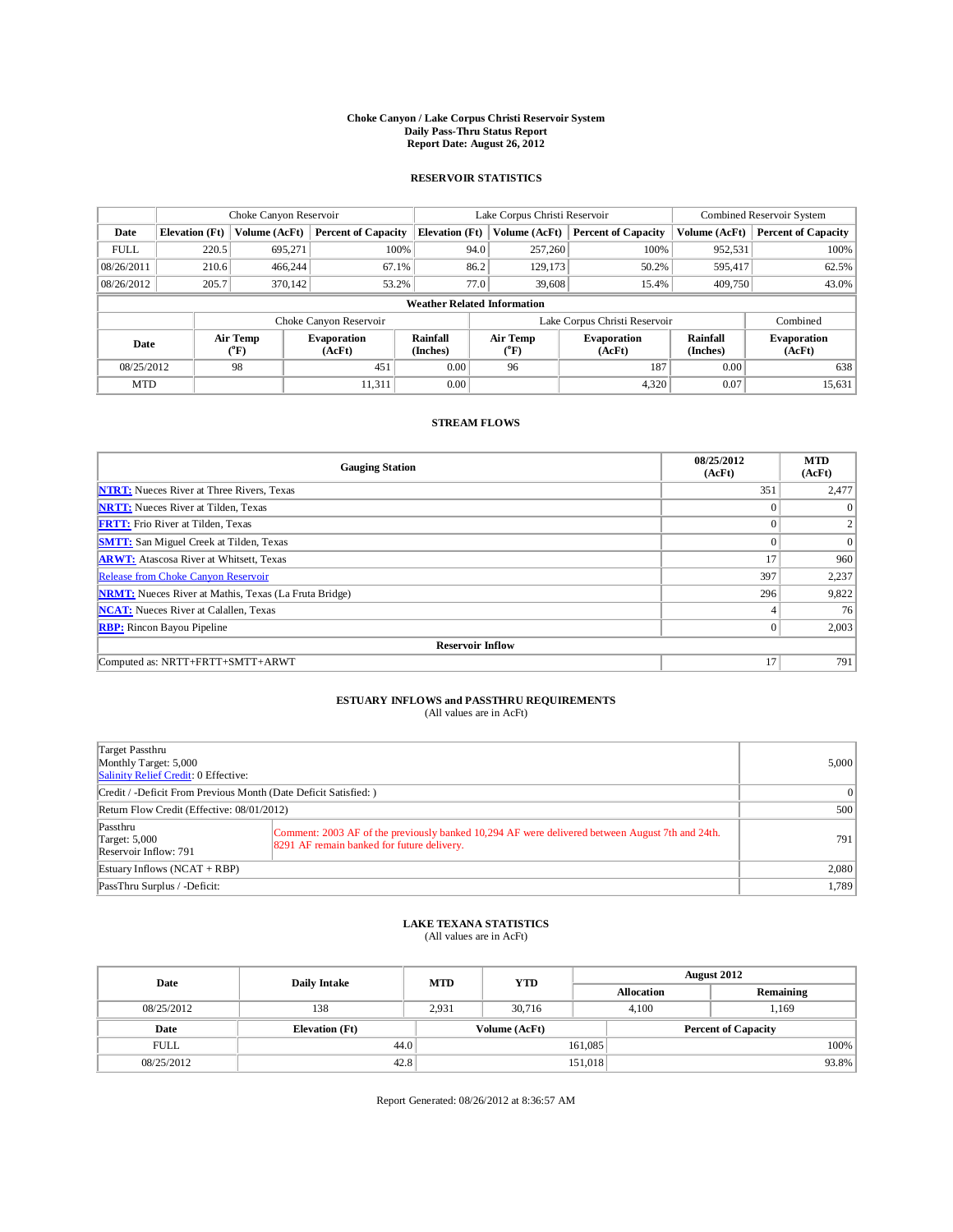**Choke Canyon / Lake Corpus Christi Reservoir System**
**Daily Pass-Thru Status Report**
**Report Date: August 26, 2012**

### RESERVOIR STATISTICS

| | Choke Canyon Reservoir | | | Lake Corpus Christi Reservoir | | | Combined Reservoir System | |
|---|---|---|---|---|---|---|---|---|
| Date | Elevation (Ft) | Volume (AcFt) | Percent of Capacity | Elevation (Ft) | Volume (AcFt) | Percent of Capacity | Volume (AcFt) | Percent of Capacity |
| FULL | 220.5 | 695,271 | 100% | 94.0 | 257,260 | 100% | 952,531 | 100% |
| 08/26/2011 | 210.6 | 466,244 | 67.1% | 86.2 | 129,173 | 50.2% | 595,417 | 62.5% |
| 08/26/2012 | 205.7 | 370,142 | 53.2% | 77.0 | 39,608 | 15.4% | 409,750 | 43.0% |

**Weather Related Information**

| | Choke Canyon Reservoir | | | Lake Corpus Christi Reservoir | | | Combined |
|---|---|---|---|---|---|---|---|
| Date | Air Temp (°F) | Evaporation (AcFt) | Rainfall (Inches) | Air Temp (°F) | Evaporation (AcFt) | Rainfall (Inches) | Evaporation (AcFt) |
| 08/25/2012 | 98 | 451 | 0.00 | 96 | 187 | 0.00 | 638 |
| MTD | | 11,311 | 0.00 | | 4,320 | 0.07 | 15,631 |

### STREAM FLOWS

| Gauging Station | 08/25/2012 (AcFt) | MTD (AcFt) |
|---|---|---|
| **NTRT:** Nueces River at Three Rivers, Texas | 351 | 2,477 |
| **NRTT:** Nueces River at Tilden, Texas | 0 | 0 |
| **FRTT:** Frio River at Tilden, Texas | 0 | 2 |
| **SMTT:** San Miguel Creek at Tilden, Texas | 0 | 0 |
| **ARWT:** Atascosa River at Whitsett, Texas | 17 | 960 |
| Release from Choke Canyon Reservoir | 397 | 2,237 |
| **NRMT:** Nueces River at Mathis, Texas (La Fruta Bridge) | 296 | 9,822 |
| **NCAT:** Nueces River at Calallen, Texas | 4 | 76 |
| **RBP:** Rincon Bayou Pipeline | 0 | 2,003 |
| **Reservoir Inflow** | | |
| Computed as: NRTT+FRTT+SMTT+ARWT | 17 | 791 |

### ESTUARY INFLOWS and PASSTHRU REQUIREMENTS
(All values are in AcFt)

| | | |
|---|---|---|
| Target Passthru<br>Monthly Target: 5,000<br>Salinity Relief Credit: 0 Effective: | | 5,000 |
| Credit / -Deficit From Previous Month (Date Deficit Satisfied: ) | | 0 |
| Return Flow Credit (Effective: 08/01/2012) | | 500 |
| Passthru<br>Target: 5,000<br>Reservoir Inflow: 791 | Comment: 2003 AF of the previously banked 10,294 AF were delivered between August 7th and 24th. 8291 AF remain banked for future delivery. | 791 |
| Estuary Inflows (NCAT + RBP) | | 2,080 |
| PassThru Surplus / -Deficit: | | 1,789 |

### LAKE TEXANA STATISTICS
(All values are in AcFt)

| Date | Daily Intake | MTD | YTD | August 2012 Allocation | August 2012 Remaining |
|---|---|---|---|---|---|
| 08/25/2012 | 138 | 2,931 | 30,716 | 4,100 | 1,169 |

| Date | Elevation (Ft) | Volume (AcFt) | Percent of Capacity |
|---|---|---|---|
| FULL | 44.0 | 161,085 | 100% |
| 08/25/2012 | 42.8 | 151,018 | 93.8% |

Report Generated: 08/26/2012 at 8:36:57 AM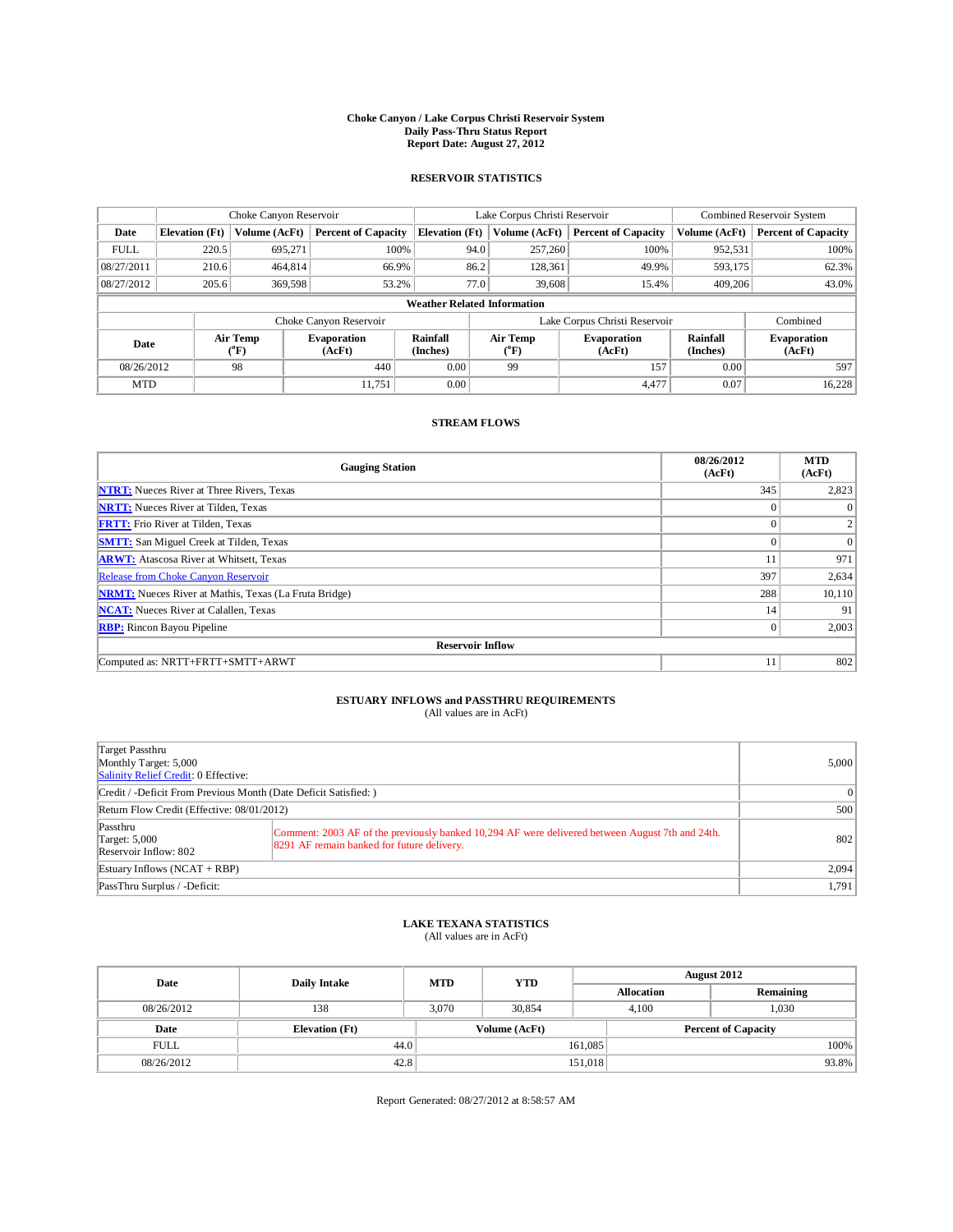**Choke Canyon / Lake Corpus Christi Reservoir System**
**Daily Pass-Thru Status Report**
**Report Date: August 27, 2012**

## RESERVOIR STATISTICS

| | Choke Canyon Reservoir | | | Lake Corpus Christi Reservoir | | | Combined Reservoir System | |
|---|---|---|---|---|---|---|---|---|
| **Date** | **Elevation (Ft)** | **Volume (AcFt)** | **Percent of Capacity** | **Elevation (Ft)** | **Volume (AcFt)** | **Percent of Capacity** | **Volume (AcFt)** | **Percent of Capacity** |
| FULL | 220.5 | 695,271 | 100% | 94.0 | 257,260 | 100% | 952,531 | 100% |
| 08/27/2011 | 210.6 | 464,814 | 66.9% | 86.2 | 128,361 | 49.9% | 593,175 | 62.3% |
| 08/27/2012 | 205.6 | 369,598 | 53.2% | 77.0 | 39,608 | 15.4% | 409,206 | 43.0% |

**Weather Related Information**

| | Choke Canyon Reservoir | | | Lake Corpus Christi Reservoir | | | Combined |
|---|---|---|---|---|---|---|---|
| **Date** | **Air Temp (°F)** | **Evaporation (AcFt)** | **Rainfall (Inches)** | **Air Temp (°F)** | **Evaporation (AcFt)** | **Rainfall (Inches)** | **Evaporation (AcFt)** |
| 08/26/2012 | 98 | 440 | 0.00 | 99 | 157 | 0.00 | 597 |
| MTD | | 11,751 | 0.00 | | 4,477 | 0.07 | 16,228 |

## STREAM FLOWS

| Gauging Station | 08/26/2012 (AcFt) | MTD (AcFt) |
|---|---|---|
| **NTRT:** Nueces River at Three Rivers, Texas | 345 | 2,823 |
| **NRTT:** Nueces River at Tilden, Texas | 0 | 0 |
| **FRTT:** Frio River at Tilden, Texas | 0 | 2 |
| **SMTT:** San Miguel Creek at Tilden, Texas | 0 | 0 |
| **ARWT:** Atascosa River at Whitsett, Texas | 11 | 971 |
| Release from Choke Canyon Reservoir | 397 | 2,634 |
| **NRMT:** Nueces River at Mathis, Texas (La Fruta Bridge) | 288 | 10,110 |
| **NCAT:** Nueces River at Calallen, Texas | 14 | 91 |
| **RBP:** Rincon Bayou Pipeline | 0 | 2,003 |
| **Reservoir Inflow** | | |
| Computed as: NRTT+FRTT+SMTT+ARWT | 11 | 802 |

## ESTUARY INFLOWS and PASSTHRU REQUIREMENTS
(All values are in AcFt)

| | | |
|---|---|---|
| Target Passthru<br>Monthly Target: 5,000<br>Salinity Relief Credit: 0 Effective: | | 5,000 |
| Credit / -Deficit From Previous Month (Date Deficit Satisfied: ) | | 0 |
| Return Flow Credit (Effective: 08/01/2012) | | 500 |
| Passthru<br>Target: 5,000<br>Reservoir Inflow: 802 | Comment: 2003 AF of the previously banked 10,294 AF were delivered between August 7th and 24th. 8291 AF remain banked for future delivery. | 802 |
| Estuary Inflows (NCAT + RBP) | | 2,094 |
| PassThru Surplus / -Deficit: | | 1,791 |

## LAKE TEXANA STATISTICS
(All values are in AcFt)

| Date | Daily Intake | MTD | YTD | August 2012 Allocation | August 2012 Remaining |
|---|---|---|---|---|---|
| 08/26/2012 | 138 | 3,070 | 30,854 | 4,100 | 1,030 |

| Date | Elevation (Ft) | Volume (AcFt) | Percent of Capacity |
|---|---|---|---|
| FULL | 44.0 | 161,085 | 100% |
| 08/26/2012 | 42.8 | 151,018 | 93.8% |

Report Generated: 08/27/2012 at 8:58:57 AM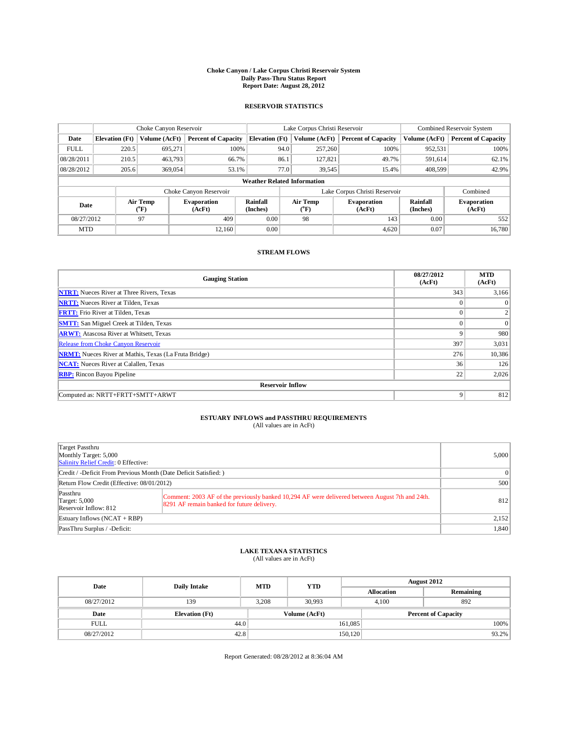**Choke Canyon / Lake Corpus Christi Reservoir System**
**Daily Pass-Thru Status Report**
**Report Date: August 28, 2012**

## RESERVOIR STATISTICS

| | Choke Canyon Reservoir | | | Lake Corpus Christi Reservoir | | | Combined Reservoir System | |
|---|---|---|---|---|---|---|---|---|
| Date | Elevation (Ft) | Volume (AcFt) | Percent of Capacity | Elevation (Ft) | Volume (AcFt) | Percent of Capacity | Volume (AcFt) | Percent of Capacity |
| FULL | 220.5 | 695,271 | 100% | 94.0 | 257,260 | 100% | 952,531 | 100% |
| 08/28/2011 | 210.5 | 463,793 | 66.7% | 86.1 | 127,821 | 49.7% | 591,614 | 62.1% |
| 08/28/2012 | 205.6 | 369,054 | 53.1% | 77.0 | 39,545 | 15.4% | 408,599 | 42.9% |

**Weather Related Information**

| | Choke Canyon Reservoir | | | Lake Corpus Christi Reservoir | | | Combined |
|---|---|---|---|---|---|---|---|
| Date | Air Temp (°F) | Evaporation (AcFt) | Rainfall (Inches) | Air Temp (°F) | Evaporation (AcFt) | Rainfall (Inches) | Evaporation (AcFt) |
| 08/27/2012 | 97 | 409 | 0.00 | 98 | 143 | 0.00 | 552 |
| MTD | | 12,160 | 0.00 | | 4,620 | 0.07 | 16,780 |

## STREAM FLOWS

| Gauging Station | 08/27/2012 (AcFt) | MTD (AcFt) |
|---|---|---|
| **NTRT:** Nueces River at Three Rivers, Texas | 343 | 3,166 |
| **NRTT:** Nueces River at Tilden, Texas | 0 | 0 |
| **FRTT:** Frio River at Tilden, Texas | 0 | 2 |
| **SMTT:** San Miguel Creek at Tilden, Texas | 0 | 0 |
| **ARWT:** Atascosa River at Whitsett, Texas | 9 | 980 |
| Release from Choke Canyon Reservoir | 397 | 3,031 |
| **NRMT:** Nueces River at Mathis, Texas (La Fruta Bridge) | 276 | 10,386 |
| **NCAT:** Nueces River at Calallen, Texas | 36 | 126 |
| **RBP:** Rincon Bayou Pipeline | 22 | 2,026 |
| **Reservoir Inflow** | | |
| Computed as: NRTT+FRTT+SMTT+ARWT | 9 | 812 |

## ESTUARY INFLOWS and PASSTHRU REQUIREMENTS
(All values are in AcFt)

| | | |
|---|---|---|
| Target Passthru<br>Monthly Target: 5,000<br>Salinity Relief Credit: 0 Effective: | | 5,000 |
| Credit / -Deficit From Previous Month (Date Deficit Satisfied: ) | | 0 |
| Return Flow Credit (Effective: 08/01/2012) | | 500 |
| Passthru<br>Target: 5,000<br>Reservoir Inflow: 812 | Comment: 2003 AF of the previously banked 10,294 AF were delivered between August 7th and 24th. 8291 AF remain banked for future delivery. | 812 |
| Estuary Inflows (NCAT + RBP) | | 2,152 |
| PassThru Surplus / -Deficit: | | 1,840 |

## LAKE TEXANA STATISTICS
(All values are in AcFt)

| Date | Daily Intake | MTD | YTD | August 2012 Allocation | August 2012 Remaining |
|---|---|---|---|---|---|
| 08/27/2012 | 139 | 3,208 | 30,993 | 4,100 | 892 |

| Date | Elevation (Ft) | Volume (AcFt) | Percent of Capacity |
|---|---|---|---|
| FULL | 44.0 | 161,085 | 100% |
| 08/27/2012 | 42.8 | 150,120 | 93.2% |

Report Generated: 08/28/2012 at 8:36:04 AM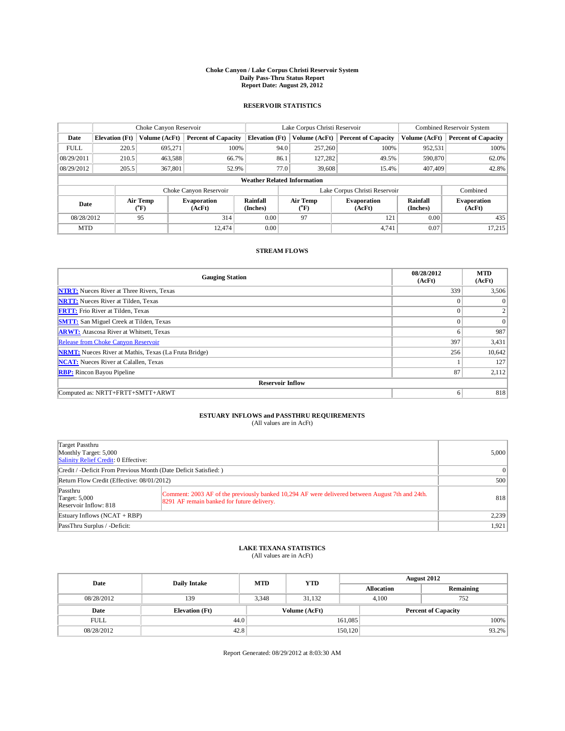**Choke Canyon / Lake Corpus Christi Reservoir System**
**Daily Pass-Thru Status Report**
**Report Date: August 29, 2012**

## RESERVOIR STATISTICS

| | Choke Canyon Reservoir | | | Lake Corpus Christi Reservoir | | | Combined Reservoir System | |
|---|---|---|---|---|---|---|---|---|
| Date | Elevation (Ft) | Volume (AcFt) | Percent of Capacity | Elevation (Ft) | Volume (AcFt) | Percent of Capacity | Volume (AcFt) | Percent of Capacity |
| FULL | 220.5 | 695,271 | 100% | 94.0 | 257,260 | 100% | 952,531 | 100% |
| 08/29/2011 | 210.5 | 463,588 | 66.7% | 86.1 | 127,282 | 49.5% | 590,870 | 62.0% |
| 08/29/2012 | 205.5 | 367,801 | 52.9% | 77.0 | 39,608 | 15.4% | 407,409 | 42.8% |

**Weather Related Information**

| | Choke Canyon Reservoir | | | Lake Corpus Christi Reservoir | | | Combined |
|---|---|---|---|---|---|---|---|
| Date | Air Temp (°F) | Evaporation (AcFt) | Rainfall (Inches) | Air Temp (°F) | Evaporation (AcFt) | Rainfall (Inches) | Evaporation (AcFt) |
| 08/28/2012 | 95 | 314 | 0.00 | 97 | 121 | 0.00 | 435 |
| MTD | | 12,474 | 0.00 | | 4,741 | 0.07 | 17,215 |

## STREAM FLOWS

| Gauging Station | 08/28/2012 (AcFt) | MTD (AcFt) |
|---|---|---|
| NTRT: Nueces River at Three Rivers, Texas | 339 | 3,506 |
| NRTT: Nueces River at Tilden, Texas | 0 | 0 |
| FRTT: Frio River at Tilden, Texas | 0 | 2 |
| SMTT: San Miguel Creek at Tilden, Texas | 0 | 0 |
| ARWT: Atascosa River at Whitsett, Texas | 6 | 987 |
| Release from Choke Canyon Reservoir | 397 | 3,431 |
| NRMT: Nueces River at Mathis, Texas (La Fruta Bridge) | 256 | 10,642 |
| NCAT: Nueces River at Calallen, Texas | 1 | 127 |
| RBP: Rincon Bayou Pipeline | 87 | 2,112 |
| **Reservoir Inflow** | | |
| Computed as: NRTT+FRTT+SMTT+ARWT | 6 | 818 |

## ESTUARY INFLOWS and PASSTHRU REQUIREMENTS
(All values are in AcFt)

| | | |
|---|---|---|
| Target Passthru<br>Monthly Target: 5,000<br>Salinity Relief Credit: 0 Effective: | | 5,000 |
| Credit / -Deficit From Previous Month (Date Deficit Satisfied: ) | | 0 |
| Return Flow Credit (Effective: 08/01/2012) | | 500 |
| Passthru<br>Target: 5,000<br>Reservoir Inflow: 818 | Comment: 2003 AF of the previously banked 10,294 AF were delivered between August 7th and 24th. 8291 AF remain banked for future delivery. | 818 |
| Estuary Inflows (NCAT + RBP) | | 2,239 |
| PassThru Surplus / -Deficit: | | 1,921 |

## LAKE TEXANA STATISTICS
(All values are in AcFt)

| Date | Daily Intake | MTD | YTD | August 2012 | |
|---|---|---|---|---|---|
| | | | | Allocation | Remaining |
| 08/28/2012 | 139 | 3,348 | 31,132 | 4,100 | 752 |

| Date | Elevation (Ft) | Volume (AcFt) | Percent of Capacity |
|---|---|---|---|
| FULL | 44.0 | 161,085 | 100% |
| 08/28/2012 | 42.8 | 150,120 | 93.2% |

Report Generated: 08/29/2012 at 8:03:30 AM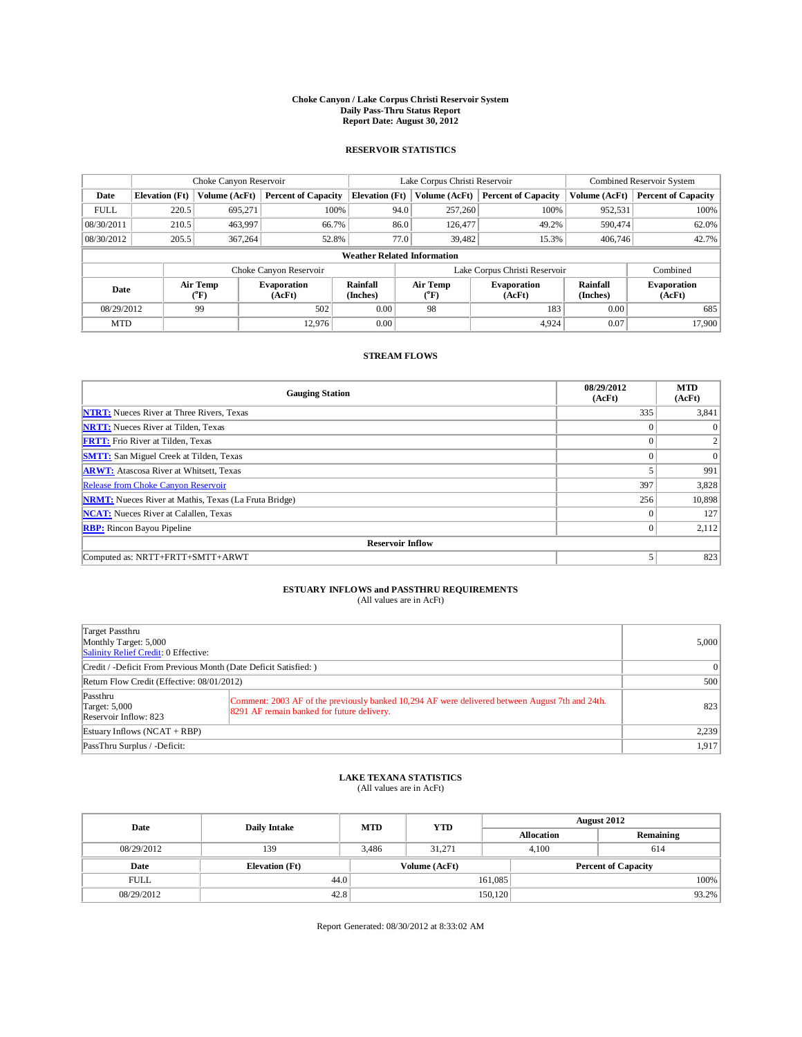**Choke Canyon / Lake Corpus Christi Reservoir System**
**Daily Pass-Thru Status Report**
**Report Date: August 30, 2012**

## RESERVOIR STATISTICS

| | Choke Canyon Reservoir | | | Lake Corpus Christi Reservoir | | | Combined Reservoir System | |
|---|---|---|---|---|---|---|---|---|
| Date | Elevation (Ft) | Volume (AcFt) | Percent of Capacity | Elevation (Ft) | Volume (AcFt) | Percent of Capacity | Volume (AcFt) | Percent of Capacity |
| FULL | 220.5 | 695,271 | 100% | 94.0 | 257,260 | 100% | 952,531 | 100% |
| 08/30/2011 | 210.5 | 463,997 | 66.7% | 86.0 | 126,477 | 49.2% | 590,474 | 62.0% |
| 08/30/2012 | 205.5 | 367,264 | 52.8% | 77.0 | 39,482 | 15.3% | 406,746 | 42.7% |

**Weather Related Information**

| | Choke Canyon Reservoir | | | Lake Corpus Christi Reservoir | | | Combined |
|---|---|---|---|---|---|---|---|
| Date | Air Temp (°F) | Evaporation (AcFt) | Rainfall (Inches) | Air Temp (°F) | Evaporation (AcFt) | Rainfall (Inches) | Evaporation (AcFt) |
| 08/29/2012 | 99 | 502 | 0.00 | 98 | 183 | 0.00 | 685 |
| MTD | | 12,976 | 0.00 | | 4,924 | 0.07 | 17,900 |

## STREAM FLOWS

| Gauging Station | 08/29/2012 (AcFt) | MTD (AcFt) |
|---|---|---|
| NTRT: Nueces River at Three Rivers, Texas | 335 | 3,841 |
| NRTT: Nueces River at Tilden, Texas | 0 | 0 |
| FRTT: Frio River at Tilden, Texas | 0 | 2 |
| SMTT: San Miguel Creek at Tilden, Texas | 0 | 0 |
| ARWT: Atascosa River at Whitsett, Texas | 5 | 991 |
| Release from Choke Canyon Reservoir | 397 | 3,828 |
| NRMT: Nueces River at Mathis, Texas (La Fruta Bridge) | 256 | 10,898 |
| NCAT: Nueces River at Calallen, Texas | 0 | 127 |
| RBP: Rincon Bayou Pipeline | 0 | 2,112 |
| **Reservoir Inflow** | | |
| Computed as: NRTT+FRTT+SMTT+ARWT | 5 | 823 |

## ESTUARY INFLOWS and PASSTHRU REQUIREMENTS

(All values are in AcFt)

| | | |
|---|---|---|
| Target Passthru<br>Monthly Target: 5,000<br>Salinity Relief Credit: 0 Effective: | | 5,000 |
| Credit / -Deficit From Previous Month (Date Deficit Satisfied: ) | | 0 |
| Return Flow Credit (Effective: 08/01/2012) | | 500 |
| Passthru<br>Target: 5,000<br>Reservoir Inflow: 823 | Comment: 2003 AF of the previously banked 10,294 AF were delivered between August 7th and 24th. 8291 AF remain banked for future delivery. | 823 |
| Estuary Inflows (NCAT + RBP) | | 2,239 |
| PassThru Surplus / -Deficit: | | 1,917 |

## LAKE TEXANA STATISTICS

(All values are in AcFt)

| Date | Daily Intake | MTD | YTD | August 2012 Allocation | August 2012 Remaining |
|---|---|---|---|---|---|
| 08/29/2012 | 139 | 3,486 | 31,271 | 4,100 | 614 |

| Date | Elevation (Ft) | Volume (AcFt) | Percent of Capacity |
|---|---|---|---|
| FULL | 44.0 | 161,085 | 100% |
| 08/29/2012 | 42.8 | 150,120 | 93.2% |

Report Generated: 08/30/2012 at 8:33:02 AM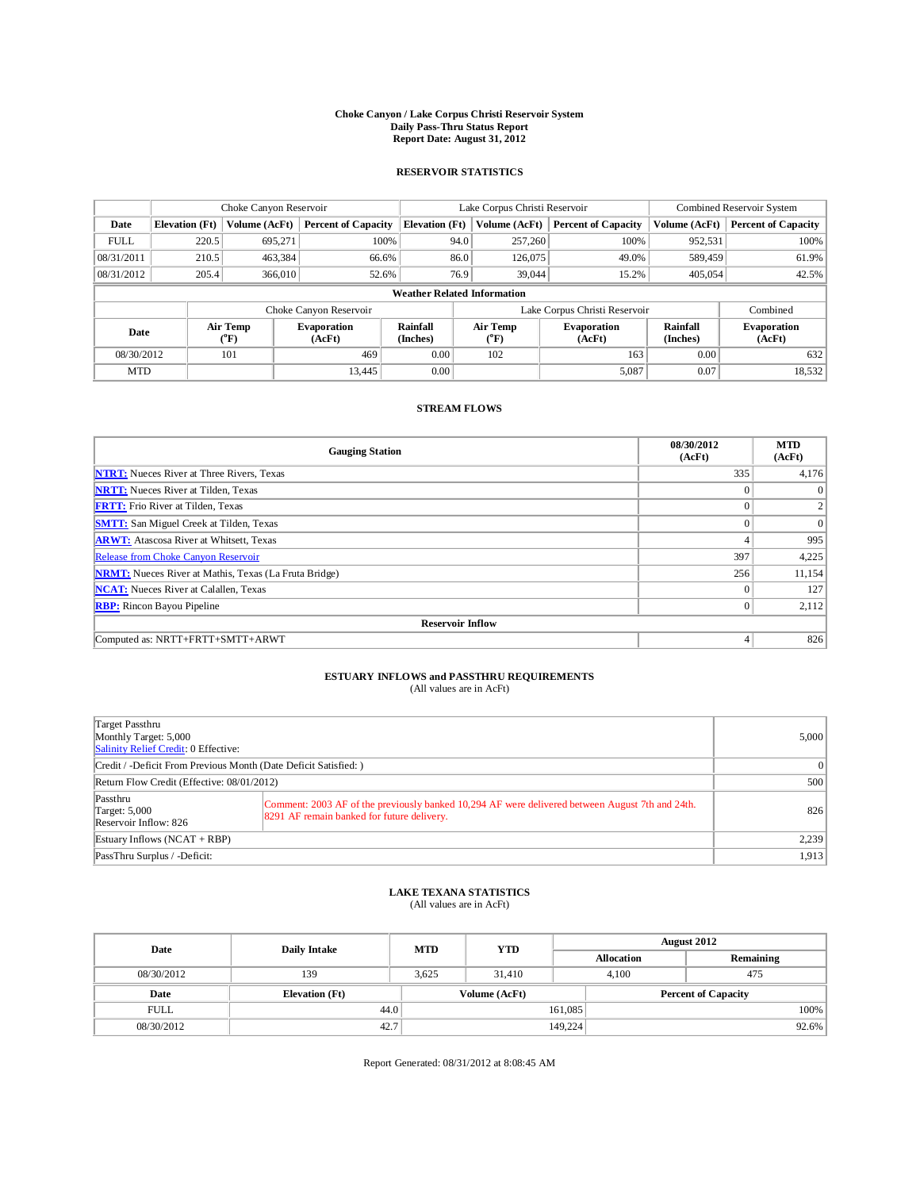# Choke Canyon / Lake Corpus Christi Reservoir System
## Daily Pass-Thru Status Report
## Report Date: August 31, 2012

### RESERVOIR STATISTICS

| | Choke Canyon Reservoir | | | Lake Corpus Christi Reservoir | | | Combined Reservoir System | |
|---|---|---|---|---|---|---|---|---|
| Date | Elevation (Ft) | Volume (AcFt) | Percent of Capacity | Elevation (Ft) | Volume (AcFt) | Percent of Capacity | Volume (AcFt) | Percent of Capacity |
| FULL | 220.5 | 695,271 | 100% | 94.0 | 257,260 | 100% | 952,531 | 100% |
| 08/31/2011 | 210.5 | 463,384 | 66.6% | 86.0 | 126,075 | 49.0% | 589,459 | 61.9% |
| 08/31/2012 | 205.4 | 366,010 | 52.6% | 76.9 | 39,044 | 15.2% | 405,054 | 42.5% |

**Weather Related Information**

| | Choke Canyon Reservoir | | | Lake Corpus Christi Reservoir | | | Combined |
|---|---|---|---|---|---|---|---|
| Date | Air Temp (°F) | Evaporation (AcFt) | Rainfall (Inches) | Air Temp (°F) | Evaporation (AcFt) | Rainfall (Inches) | Evaporation (AcFt) |
| 08/30/2012 | 101 | 469 | 0.00 | 102 | 163 | 0.00 | 632 |
| MTD | | 13,445 | 0.00 | | 5,087 | 0.07 | 18,532 |

### STREAM FLOWS

| Gauging Station | 08/30/2012 (AcFt) | MTD (AcFt) |
|---|---|---|
| NTRT: Nueces River at Three Rivers, Texas | 335 | 4,176 |
| NRTT: Nueces River at Tilden, Texas | 0 | 0 |
| FRTT: Frio River at Tilden, Texas | 0 | 2 |
| SMTT: San Miguel Creek at Tilden, Texas | 0 | 0 |
| ARWT: Atascosa River at Whitsett, Texas | 4 | 995 |
| Release from Choke Canyon Reservoir | 397 | 4,225 |
| NRMT: Nueces River at Mathis, Texas (La Fruta Bridge) | 256 | 11,154 |
| NCAT: Nueces River at Calallen, Texas | 0 | 127 |
| RBP: Rincon Bayou Pipeline | 0 | 2,112 |
| **Reservoir Inflow** | | |
| Computed as: NRTT+FRTT+SMTT+ARWT | 4 | 826 |

### ESTUARY INFLOWS and PASSTHRU REQUIREMENTS
(All values are in AcFt)

| | | |
|---|---|---|
| Target Passthru<br>Monthly Target: 5,000<br>Salinity Relief Credit: 0 Effective: | | 5,000 |
| Credit / -Deficit From Previous Month (Date Deficit Satisfied: ) | | 0 |
| Return Flow Credit (Effective: 08/01/2012) | | 500 |
| Passthru<br>Target: 5,000<br>Reservoir Inflow: 826 | Comment: 2003 AF of the previously banked 10,294 AF were delivered between August 7th and 24th. 8291 AF remain banked for future delivery. | 826 |
| Estuary Inflows (NCAT + RBP) | | 2,239 |
| PassThru Surplus / -Deficit: | | 1,913 |

### LAKE TEXANA STATISTICS
(All values are in AcFt)

| Date | Daily Intake | MTD | YTD | August 2012 Allocation | August 2012 Remaining |
|---|---|---|---|---|---|
| 08/30/2012 | 139 | 3,625 | 31,410 | 4,100 | 475 |

| Date | Elevation (Ft) | Volume (AcFt) | Percent of Capacity |
|---|---|---|---|
| FULL | 44.0 | 161,085 | 100% |
| 08/30/2012 | 42.7 | 149,224 | 92.6% |

Report Generated: 08/31/2012 at 8:08:45 AM